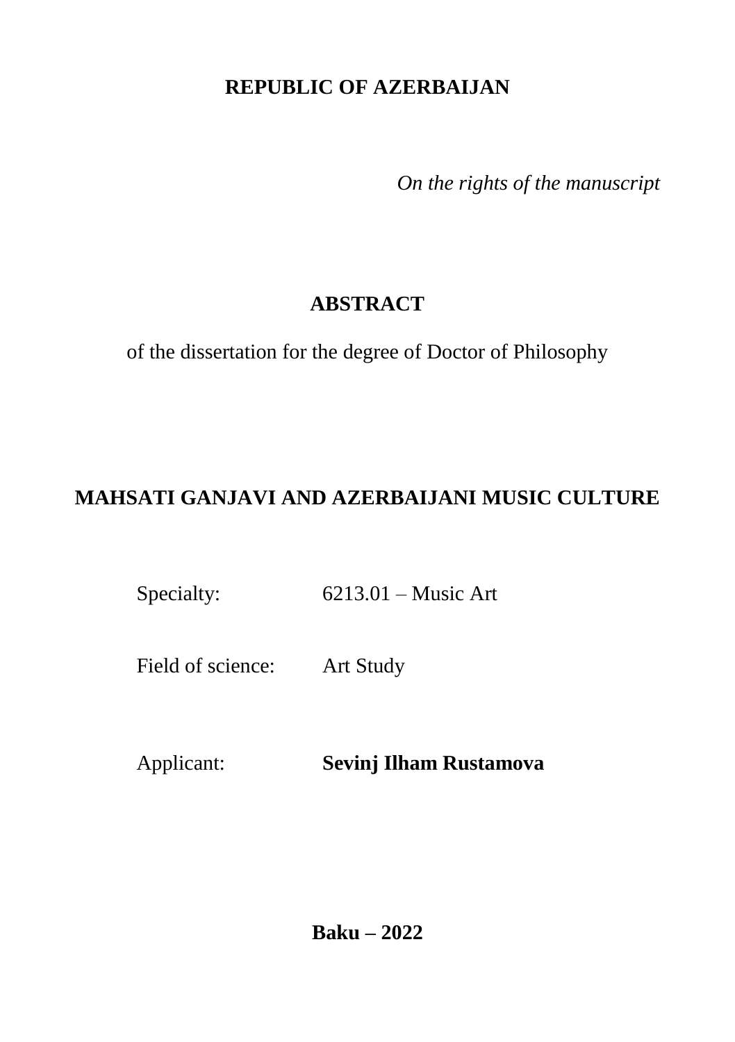**REPUBLIC OF AZERBAIJAN**

*On the rights of the manuscript*

# ABSTRACT

of the dissertation for the degree of Doctor of Philosophy

# MAHSATI GANJAVI AND AZERBAIJANI MUSIC CULTURE

Specialty: 6213.01 – Music Art

Field of science: Art Study

Applicant: **Sevinj Ilham Rustamova**

**Baku – 2022**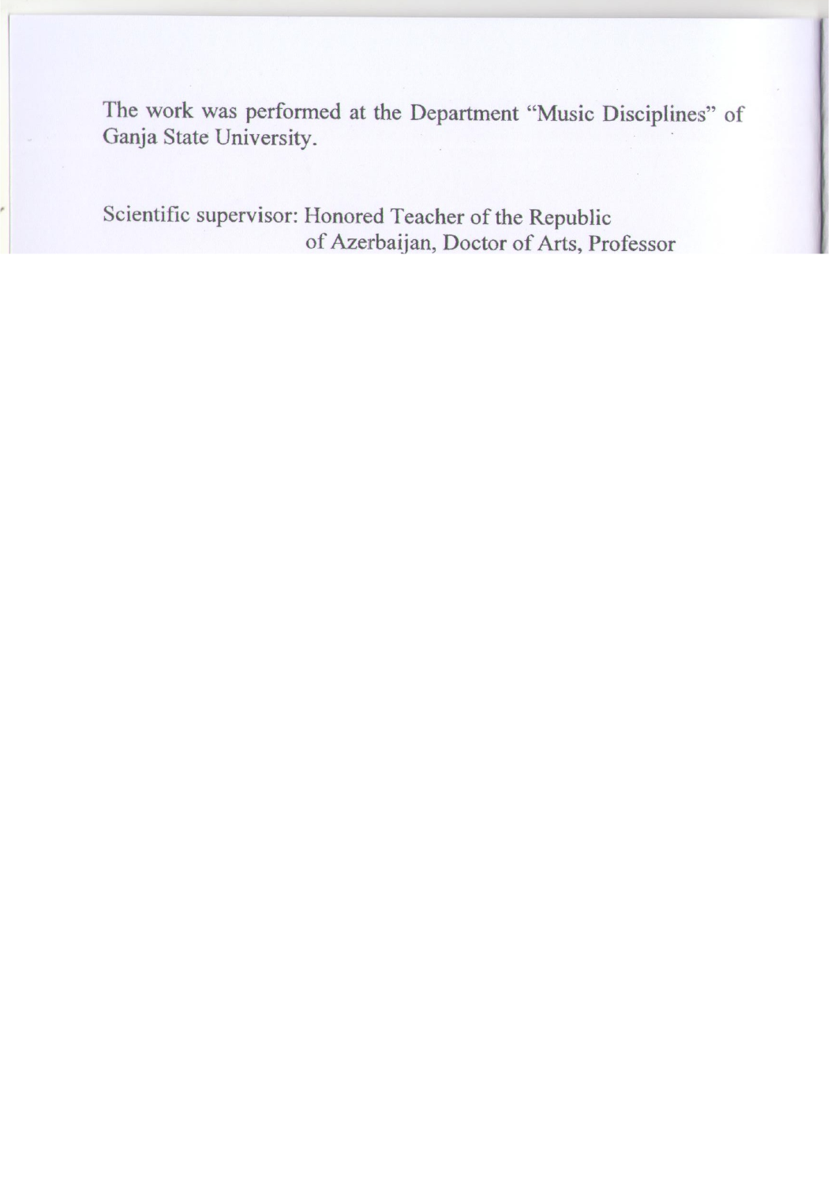The work was performed at the Department "Music Disciplines" of Ganja State University.

Scientific supervisor: Honored Teacher of the Republic
of Azerbaijan, Doctor of Arts, Professor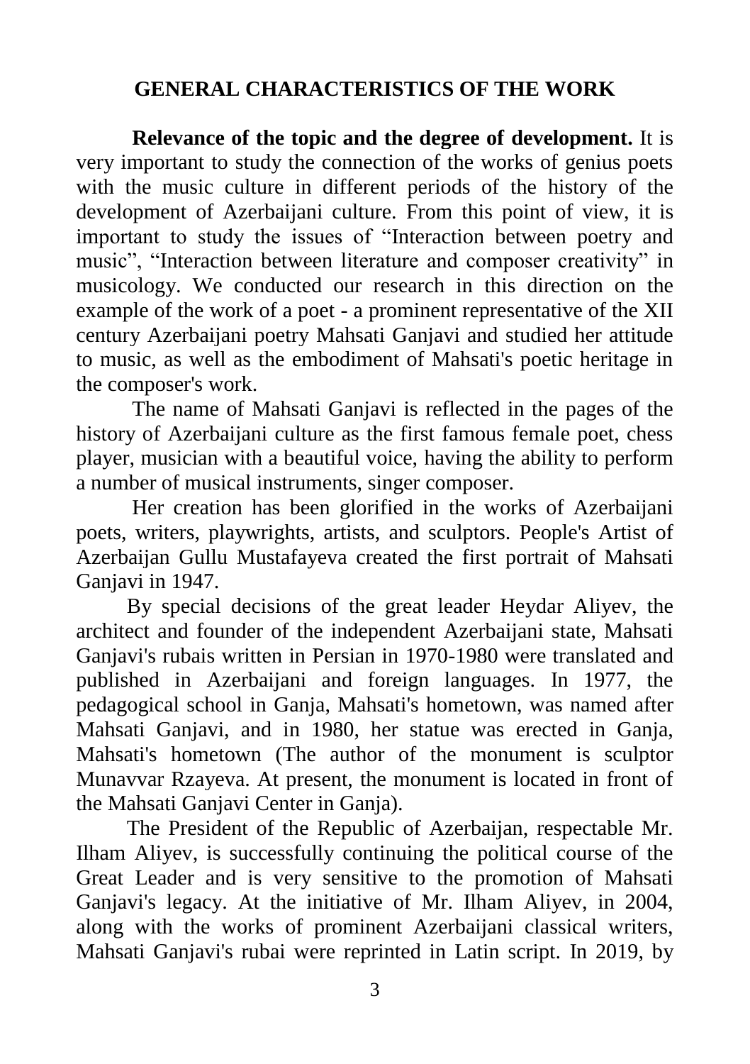## GENERAL CHARACTERISTICS OF THE WORK

**Relevance of the topic and the degree of development.** It is very important to study the connection of the works of genius poets with the music culture in different periods of the history of the development of Azerbaijani culture. From this point of view, it is important to study the issues of "Interaction between poetry and music", "Interaction between literature and composer creativity" in musicology. We conducted our research in this direction on the example of the work of a poet - a prominent representative of the XII century Azerbaijani poetry Mahsati Ganjavi and studied her attitude to music, as well as the embodiment of Mahsati's poetic heritage in the composer's work.

The name of Mahsati Ganjavi is reflected in the pages of the history of Azerbaijani culture as the first famous female poet, chess player, musician with a beautiful voice, having the ability to perform a number of musical instruments, singer composer.

Her creation has been glorified in the works of Azerbaijani poets, writers, playwrights, artists, and sculptors. People's Artist of Azerbaijan Gullu Mustafayeva created the first portrait of Mahsati Ganjavi in 1947.

By special decisions of the great leader Heydar Aliyev, the architect and founder of the independent Azerbaijani state, Mahsati Ganjavi's rubais written in Persian in 1970-1980 were translated and published in Azerbaijani and foreign languages. In 1977, the pedagogical school in Ganja, Mahsati's hometown, was named after Mahsati Ganjavi, and in 1980, her statue was erected in Ganja, Mahsati's hometown (The author of the monument is sculptor Munavvar Rzayeva. At present, the monument is located in front of the Mahsati Ganjavi Center in Ganja).

The President of the Republic of Azerbaijan, respectable Mr. Ilham Aliyev, is successfully continuing the political course of the Great Leader and is very sensitive to the promotion of Mahsati Ganjavi's legacy. At the initiative of Mr. Ilham Aliyev, in 2004, along with the works of prominent Azerbaijani classical writers, Mahsati Ganjavi's rubai were reprinted in Latin script. In 2019, by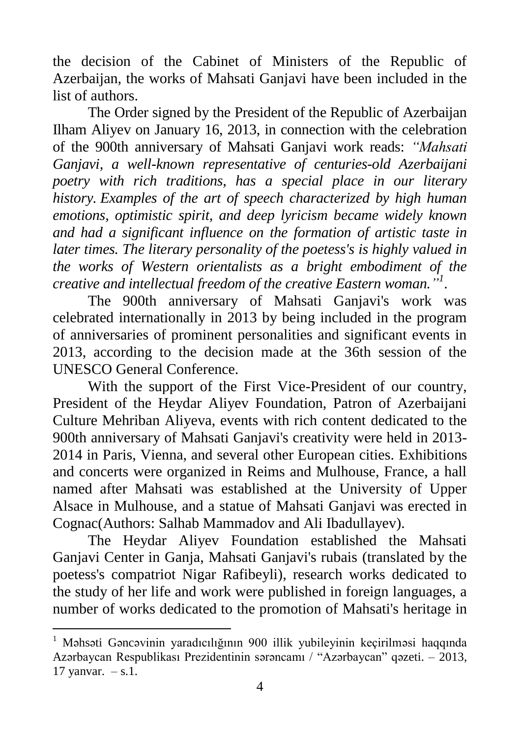the decision of the Cabinet of Ministers of the Republic of Azerbaijan, the works of Mahsati Ganjavi have been included in the list of authors.

The Order signed by the President of the Republic of Azerbaijan Ilham Aliyev on January 16, 2013, in connection with the celebration of the 900th anniversary of Mahsati Ganjavi work reads: *"Mahsati Ganjavi, a well-known representative of centuries-old Azerbaijani poetry with rich traditions, has a special place in our literary history. Examples of the art of speech characterized by high human emotions, optimistic spirit, and deep lyricism became widely known and had a significant influence on the formation of artistic taste in later times. The literary personality of the poetess's is highly valued in the works of Western orientalists as a bright embodiment of the creative and intellectual freedom of the creative Eastern woman."*[1].

The 900th anniversary of Mahsati Ganjavi's work was celebrated internationally in 2013 by being included in the program of anniversaries of prominent personalities and significant events in 2013, according to the decision made at the 36th session of the UNESCO General Conference.

With the support of the First Vice-President of our country, President of the Heydar Aliyev Foundation, Patron of Azerbaijani Culture Mehriban Aliyeva, events with rich content dedicated to the 900th anniversary of Mahsati Ganjavi's creativity were held in 2013-2014 in Paris, Vienna, and several other European cities. Exhibitions and concerts were organized in Reims and Mulhouse, France, a hall named after Mahsati was established at the University of Upper Alsace in Mulhouse, and a statue of Mahsati Ganjavi was erected in Cognac(Authors: Salhab Mammadov and Ali Ibadullayev).

The Heydar Aliyev Foundation established the Mahsati Ganjavi Center in Ganja, Mahsati Ganjavi's rubais (translated by the poetess's compatriot Nigar Rafibeyli), research works dedicated to the study of her life and work were published in foreign languages, a number of works dedicated to the promotion of Mahsati's heritage in

---

[1] Məhsəti Gəncəvinin yaradıcılığının 900 illik yubileyinin keçirilməsi haqqında Azərbaycan Respublikası Prezidentinin sərəncamı / "Azərbaycan" qəzeti. – 2013, 17 yanvar. – s.1.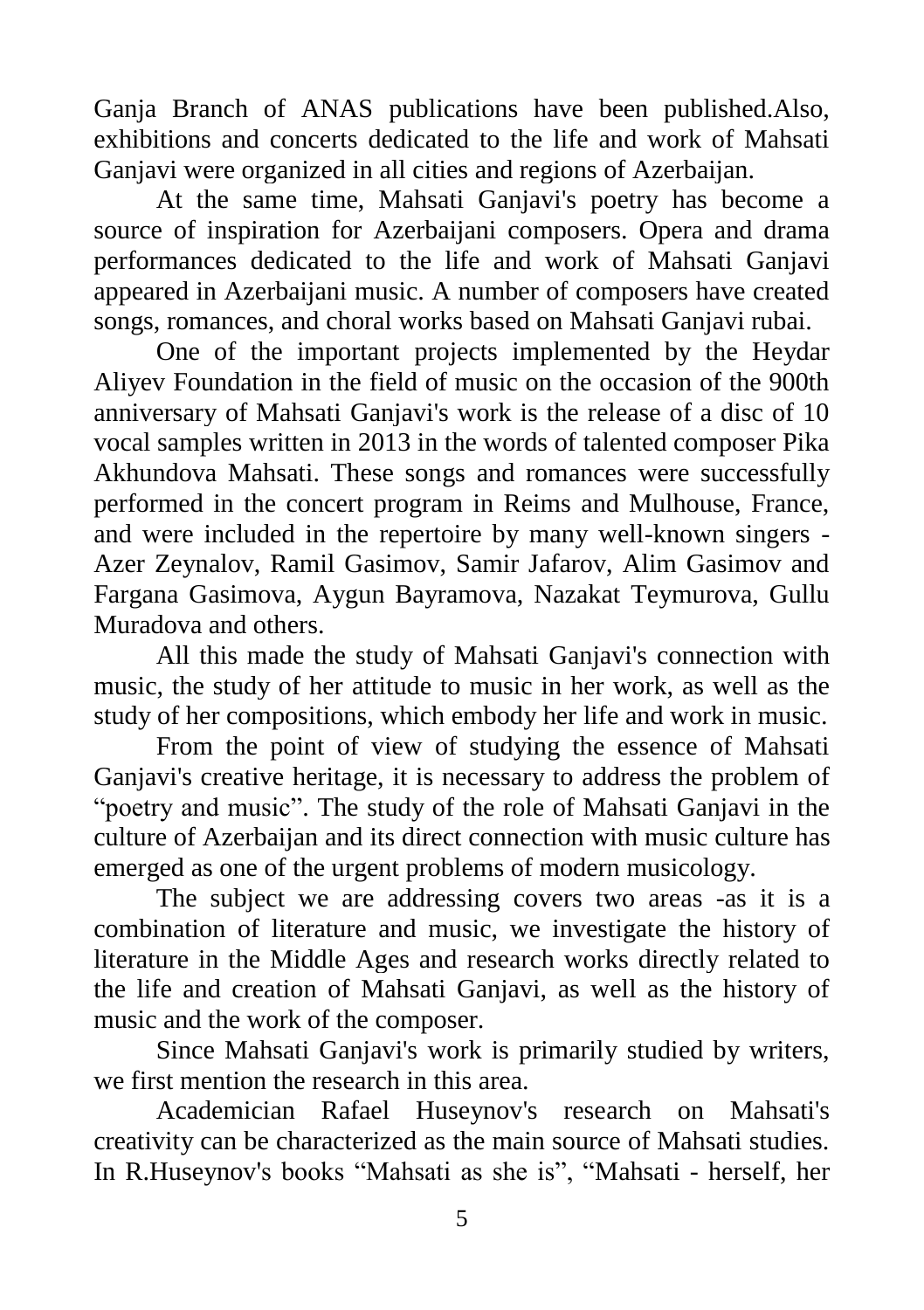Ganja Branch of ANAS publications have been published.Also, exhibitions and concerts dedicated to the life and work of Mahsati Ganjavi were organized in all cities and regions of Azerbaijan.

At the same time, Mahsati Ganjavi's poetry has become a source of inspiration for Azerbaijani composers. Opera and drama performances dedicated to the life and work of Mahsati Ganjavi appeared in Azerbaijani music. A number of composers have created songs, romances, and choral works based on Mahsati Ganjavi rubai.

One of the important projects implemented by the Heydar Aliyev Foundation in the field of music on the occasion of the 900th anniversary of Mahsati Ganjavi's work is the release of a disc of 10 vocal samples written in 2013 in the words of talented composer Pika Akhundova Mahsati. These songs and romances were successfully performed in the concert program in Reims and Mulhouse, France, and were included in the repertoire by many well-known singers - Azer Zeynalov, Ramil Gasimov, Samir Jafarov, Alim Gasimov and Fargana Gasimova, Aygun Bayramova, Nazakat Teymurova, Gullu Muradova and others.

All this made the study of Mahsati Ganjavi's connection with music, the study of her attitude to music in her work, as well as the study of her compositions, which embody her life and work in music.

From the point of view of studying the essence of Mahsati Ganjavi's creative heritage, it is necessary to address the problem of "poetry and music". The study of the role of Mahsati Ganjavi in the culture of Azerbaijan and its direct connection with music culture has emerged as one of the urgent problems of modern musicology.

The subject we are addressing covers two areas -as it is a combination of literature and music, we investigate the history of literature in the Middle Ages and research works directly related to the life and creation of Mahsati Ganjavi, as well as the history of music and the work of the composer.

Since Mahsati Ganjavi's work is primarily studied by writers, we first mention the research in this area.

Academician Rafael Huseynov's research on Mahsati's creativity can be characterized as the main source of Mahsati studies. In R.Huseynov's books "Mahsati as she is", "Mahsati - herself, her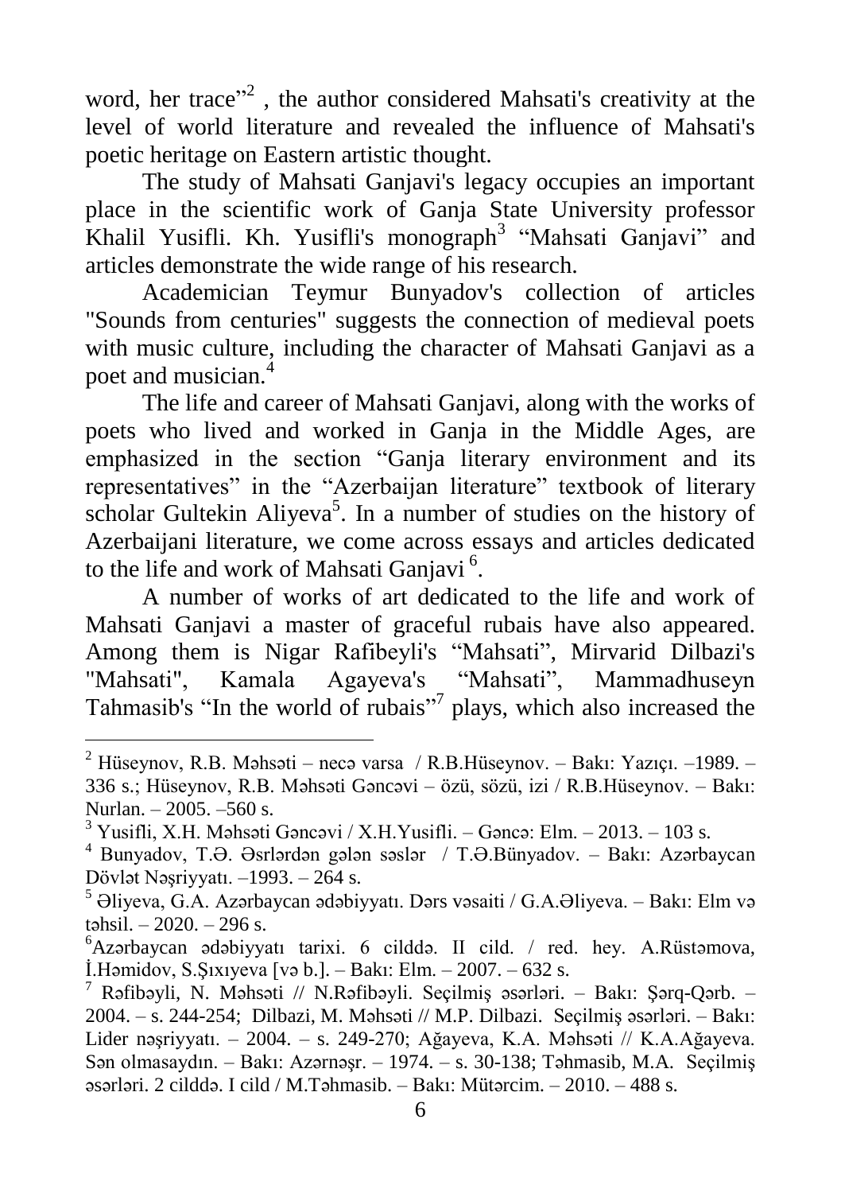word, her trace"[2] , the author considered Mahsati's creativity at the level of world literature and revealed the influence of Mahsati's poetic heritage on Eastern artistic thought.

The study of Mahsati Ganjavi's legacy occupies an important place in the scientific work of Ganja State University professor Khalil Yusifli. Kh. Yusifli's monograph[3] "Mahsati Ganjavi" and articles demonstrate the wide range of his research.

Academician Teymur Bunyadov's collection of articles "Sounds from centuries" suggests the connection of medieval poets with music culture, including the character of Mahsati Ganjavi as a poet and musician.[4]

The life and career of Mahsati Ganjavi, along with the works of poets who lived and worked in Ganja in the Middle Ages, are emphasized in the section "Ganja literary environment and its representatives" in the "Azerbaijan literature" textbook of literary scholar Gultekin Aliyeva[5]. In a number of studies on the history of Azerbaijani literature, we come across essays and articles dedicated to the life and work of Mahsati Ganjavi [6].

A number of works of art dedicated to the life and work of Mahsati Ganjavi a master of graceful rubais have also appeared. Among them is Nigar Rafibeyli's "Mahsati", Mirvarid Dilbazi's "Mahsati", Kamala Agayeva's "Mahsati", Mammadhuseyn Tahmasib's "In the world of rubais"[7] plays, which also increased the

---

[2] Hüseynov, R.B. Məhsəti – necə varsa / R.B.Hüseynov. – Bakı: Yazıçı. –1989. – 336 s.; Hüseynov, R.B. Məhsəti Gəncəvi – özü, sözü, izi / R.B.Hüseynov. – Bakı: Nurlan. – 2005. –560 s.

[3] Yusifli, X.H. Məhsəti Gəncəvi / X.H.Yusifli. – Gəncə: Elm. – 2013. – 103 s.

[4] Bunyadov, T.Ə. Əsrlərdən gələn səslər / T.Ə.Bünyadov. – Bakı: Azərbaycan Dövlət Nəşriyyatı. –1993. – 264 s.

[5] Əliyeva, G.A. Azərbaycan ədəbiyyatı. Dərs vəsaiti / G.A.Əliyeva. – Bakı: Elm və təhsil. – 2020. – 296 s.

[6] Azərbaycan ədəbiyyatı tarixi. 6 cilddə. II cild. / red. hey. A.Rüstəmova, İ.Həmidov, S.Şıxıyeva [və b.]. – Bakı: Elm. – 2007. – 632 s.

[7] Rəfibəyli, N. Məhsəti // N.Rəfibəyli. Seçilmiş əsərləri. – Bakı: Şərq-Qərb. – 2004. – s. 244-254; Dilbazi, M. Məhsəti // M.P. Dilbazi. Seçilmiş əsərləri. – Bakı: Lider nəşriyyatı. – 2004. – s. 249-270; Ağayeva, K.A. Məhsəti // K.A.Ağayeva. Sən olmasaydın. – Bakı: Azərnəşr. – 1974. – s. 30-138; Təhmasib, M.A. Seçilmiş əsərləri. 2 cilddə. I cild / M.Təhmasib. – Bakı: Mütərcim. – 2010. – 488 s.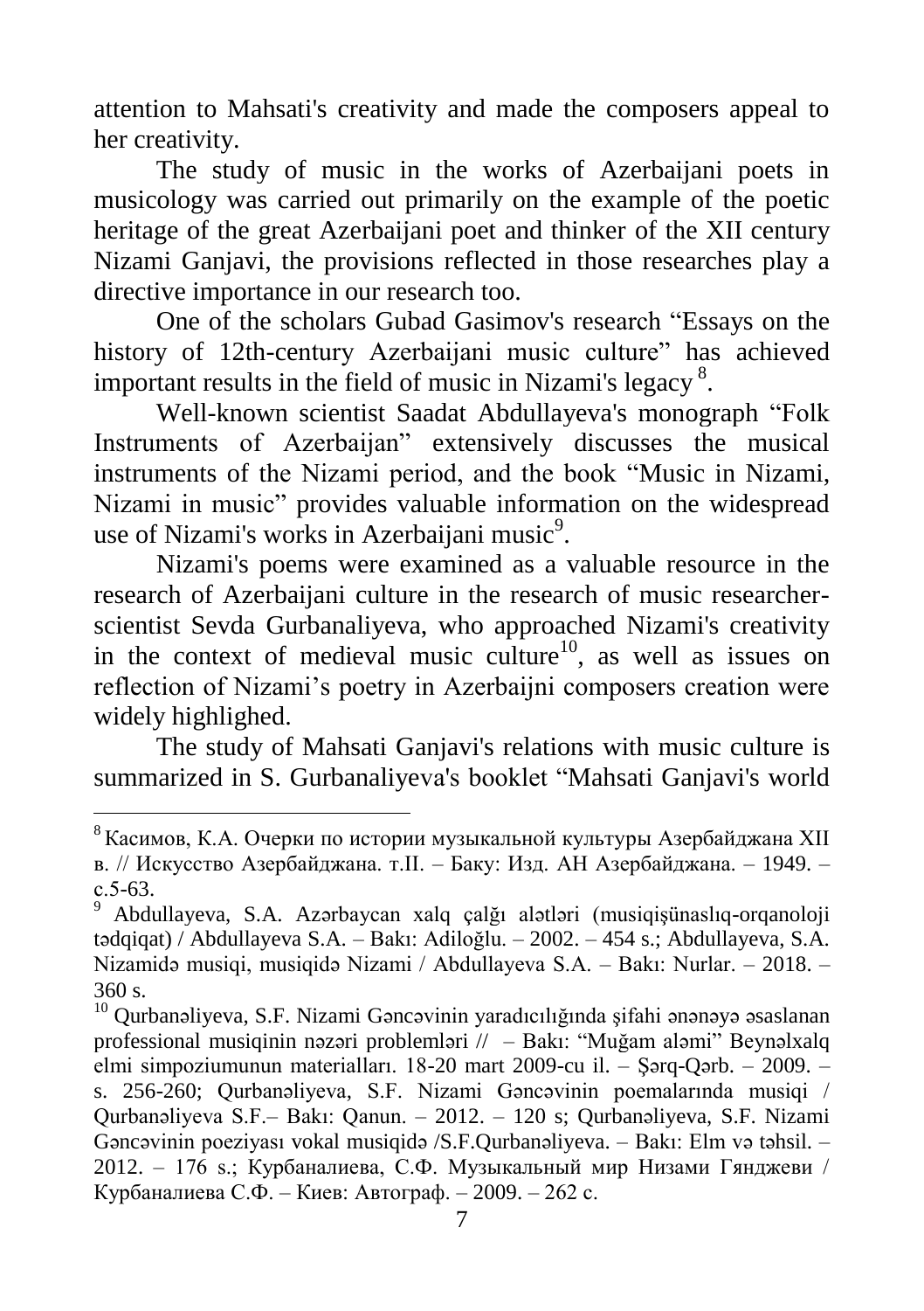attention to Mahsati's creativity and made the composers appeal to her creativity.

The study of music in the works of Azerbaijani poets in musicology was carried out primarily on the example of the poetic heritage of the great Azerbaijani poet and thinker of the XII century Nizami Ganjavi, the provisions reflected in those researches play a directive importance in our research too.

One of the scholars Gubad Gasimov's research "Essays on the history of 12th-century Azerbaijani music culture" has achieved important results in the field of music in Nizami's legacy [8].

Well-known scientist Saadat Abdullayeva's monograph "Folk Instruments of Azerbaijan" extensively discusses the musical instruments of the Nizami period, and the book "Music in Nizami, Nizami in music" provides valuable information on the widespread use of Nizami's works in Azerbaijani music[9].

Nizami's poems were examined as a valuable resource in the research of Azerbaijani culture in the research of music researcher-scientist Sevda Gurbanaliyeva, who approached Nizami's creativity in the context of medieval music culture[10], as well as issues on reflection of Nizami's poetry in Azerbaijni composers creation were widely highlighed.

The study of Mahsati Ganjavi's relations with music culture is summarized in S. Gurbanaliyeva's booklet "Mahsati Ganjavi's world

---

[8] Касимов, К.А. Очерки по истории музыкальной культуры Азербайджана XII в. // Искусство Азербайджана. т.II. – Баку: Изд. АН Азербайджана. – 1949. – с.5-63.

[9] Abdullayeva, S.A. Azərbaycan xalq çalğı alətləri (musiqişünaslıq-orqanoloji tədqiqat) / Abdullayeva S.A. – Bakı: Adiloğlu. – 2002. – 454 s.; Abdullayeva, S.A. Nizamidə musiqi, musiqidə Nizami / Abdullayeva S.A. – Bakı: Nurlar. – 2018. – 360 s.

[10] Qurbanəliyeva, S.F. Nizami Gəncəvinin yaradıcılığında şifahi ənənəyə əsaslanan professional musiqinin nəzəri problemləri // – Bakı: "Muğam aləmi" Beynəlxalq elmi simpoziumunun materialları. 18-20 mart 2009-cu il. – Şərq-Qərb. – 2009. – s. 256-260; Qurbanəliyeva, S.F. Nizami Gəncəvinin poemalarında musiqi / Qurbanəliyeva S.F.– Bakı: Qanun. – 2012. – 120 s; Qurbanəliyeva, S.F. Nizami Gəncəvinin poeziyası vokal musiqidə /S.F.Qurbanəliyeva. – Bakı: Elm və təhsil. – 2012. – 176 s.; Курбаналиева, С.Ф. Музыкальный мир Низами Гянджеви / Курбаналиева С.Ф. – Киев: Автограф. – 2009. – 262 с.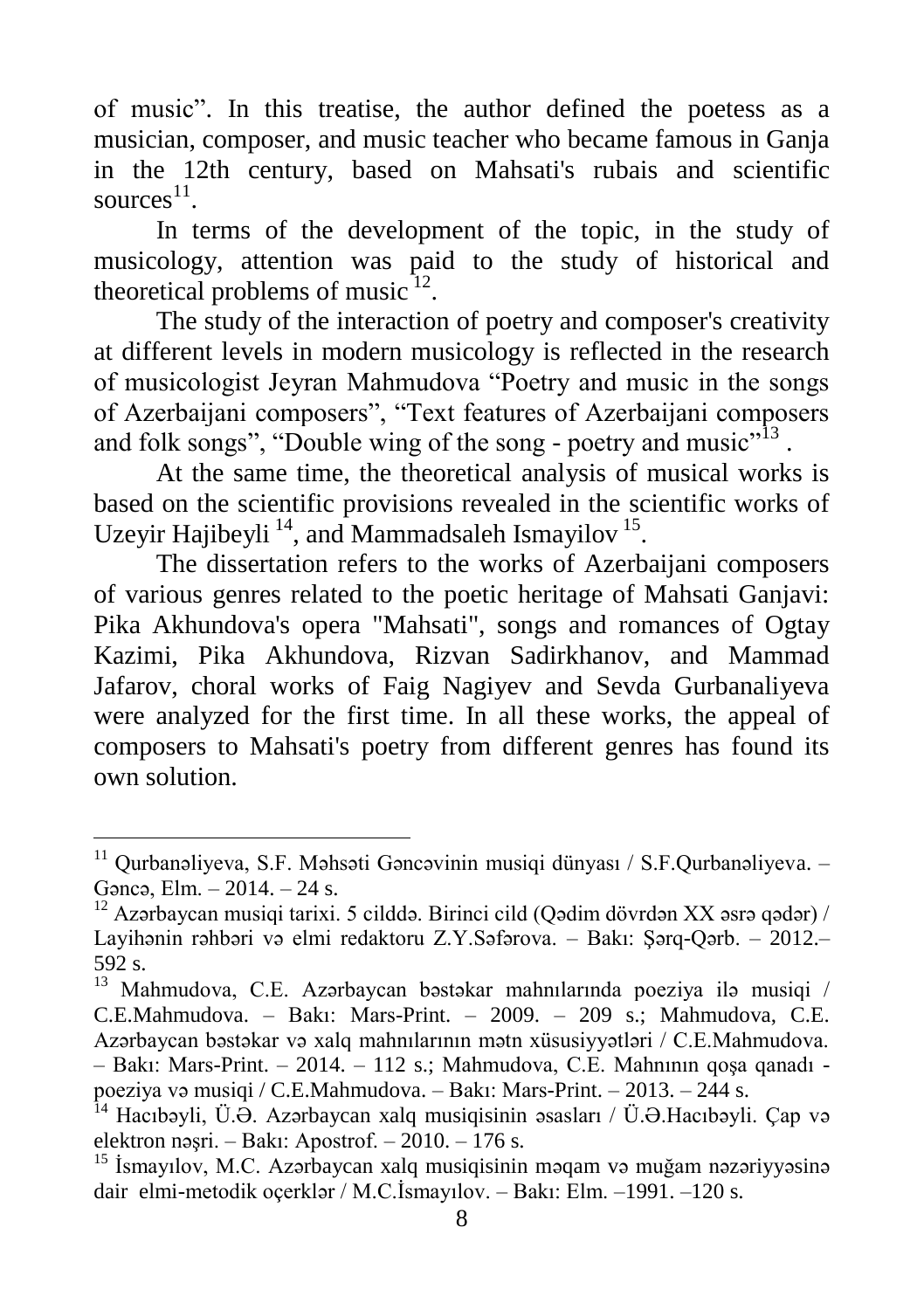of music". In this treatise, the author defined the poetess as a musician, composer, and music teacher who became famous in Ganja in the 12th century, based on Mahsati's rubais and scientific sources[11].

In terms of the development of the topic, in the study of musicology, attention was paid to the study of historical and theoretical problems of music [12].

The study of the interaction of poetry and composer's creativity at different levels in modern musicology is reflected in the research of musicologist Jeyran Mahmudova "Poetry and music in the songs of Azerbaijani composers", "Text features of Azerbaijani composers and folk songs", "Double wing of the song - poetry and music"[13] .

At the same time, the theoretical analysis of musical works is based on the scientific provisions revealed in the scientific works of Uzeyir Hajibeyli [14], and Mammadsaleh Ismayilov [15].

The dissertation refers to the works of Azerbaijani composers of various genres related to the poetic heritage of Mahsati Ganjavi: Pika Akhundova's opera "Mahsati", songs and romances of Ogtay Kazimi, Pika Akhundova, Rizvan Sadirkhanov, and Mammad Jafarov, choral works of Faig Nagiyev and Sevda Gurbanaliyeva were analyzed for the first time. In all these works, the appeal of composers to Mahsati's poetry from different genres has found its own solution.

---

[11] Qurbanəliyeva, S.F. Məhsəti Gəncəvinin musiqi dünyası / S.F.Qurbanəliyeva. – Gəncə, Elm. – 2014. – 24 s.

[12] Azərbaycan musiqi tarixi. 5 cilddə. Birinci cild (Qədim dövrdən XX əsrə qədər) / Layihənin rəhbəri və elmi redaktoru Z.Y.Səfərova. – Bakı: Şərq-Qərb. – 2012.– 592 s.

[13] Mahmudova, C.E. Azərbaycan bəstəkar mahnılarında poeziya ilə musiqi / C.E.Mahmudova. – Bakı: Mars-Print. – 2009. – 209 s.; Mahmudova, C.E. Azərbaycan bəstəkar və xalq mahnılarının mətn xüsusiyyətləri / C.E.Mahmudova. – Bakı: Mars-Print. – 2014. – 112 s.; Mahmudova, C.E. Mahnının qoşa qanadı - poeziya və musiqi / C.E.Mahmudova. – Bakı: Mars-Print. – 2013. – 244 s.

[14] Hacıbəyli, Ü.Ə. Azərbaycan xalq musiqisinin əsasları / Ü.Ə.Hacıbəyli. Çap və elektron nəşri. – Bakı: Apostrof. – 2010. – 176 s.

[15] İsmayılov, M.C. Azərbaycan xalq musiqisinin məqam və muğam nəzəriyyəsinə dair elmi-metodik oçerklər / M.C.İsmayılov. – Bakı: Elm. –1991. –120 s.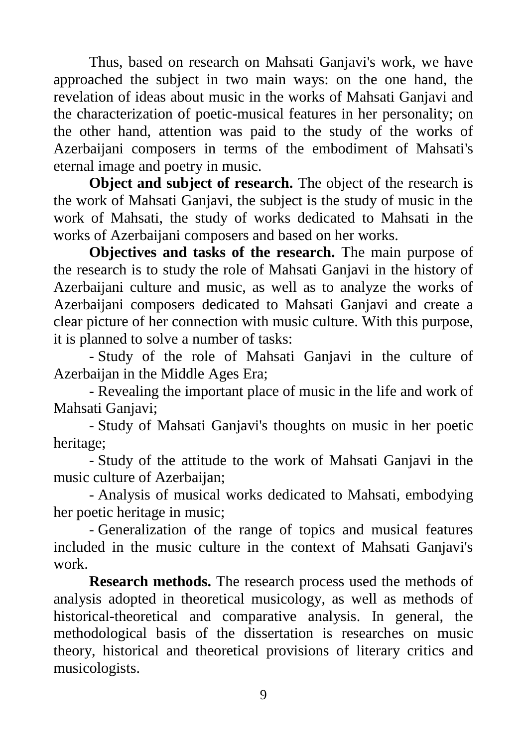Thus, based on research on Mahsati Ganjavi's work, we have approached the subject in two main ways: on the one hand, the revelation of ideas about music in the works of Mahsati Ganjavi and the characterization of poetic-musical features in her personality; on the other hand, attention was paid to the study of the works of Azerbaijani composers in terms of the embodiment of Mahsati's eternal image and poetry in music.

**Object and subject of research.** The object of the research is the work of Mahsati Ganjavi, the subject is the study of music in the work of Mahsati, the study of works dedicated to Mahsati in the works of Azerbaijani composers and based on her works.

**Objectives and tasks of the research.** The main purpose of the research is to study the role of Mahsati Ganjavi in the history of Azerbaijani culture and music, as well as to analyze the works of Azerbaijani composers dedicated to Mahsati Ganjavi and create a clear picture of her connection with music culture. With this purpose, it is planned to solve a number of tasks:

- Study of the role of Mahsati Ganjavi in the culture of Azerbaijan in the Middle Ages Era;
- Revealing the important place of music in the life and work of Mahsati Ganjavi;
- Study of Mahsati Ganjavi's thoughts on music in her poetic heritage;
- Study of the attitude to the work of Mahsati Ganjavi in the music culture of Azerbaijan;
- Analysis of musical works dedicated to Mahsati, embodying her poetic heritage in music;
- Generalization of the range of topics and musical features included in the music culture in the context of Mahsati Ganjavi's work.

**Research methods.** The research process used the methods of analysis adopted in theoretical musicology, as well as methods of historical-theoretical and comparative analysis. In general, the methodological basis of the dissertation is researches on music theory, historical and theoretical provisions of literary critics and musicologists.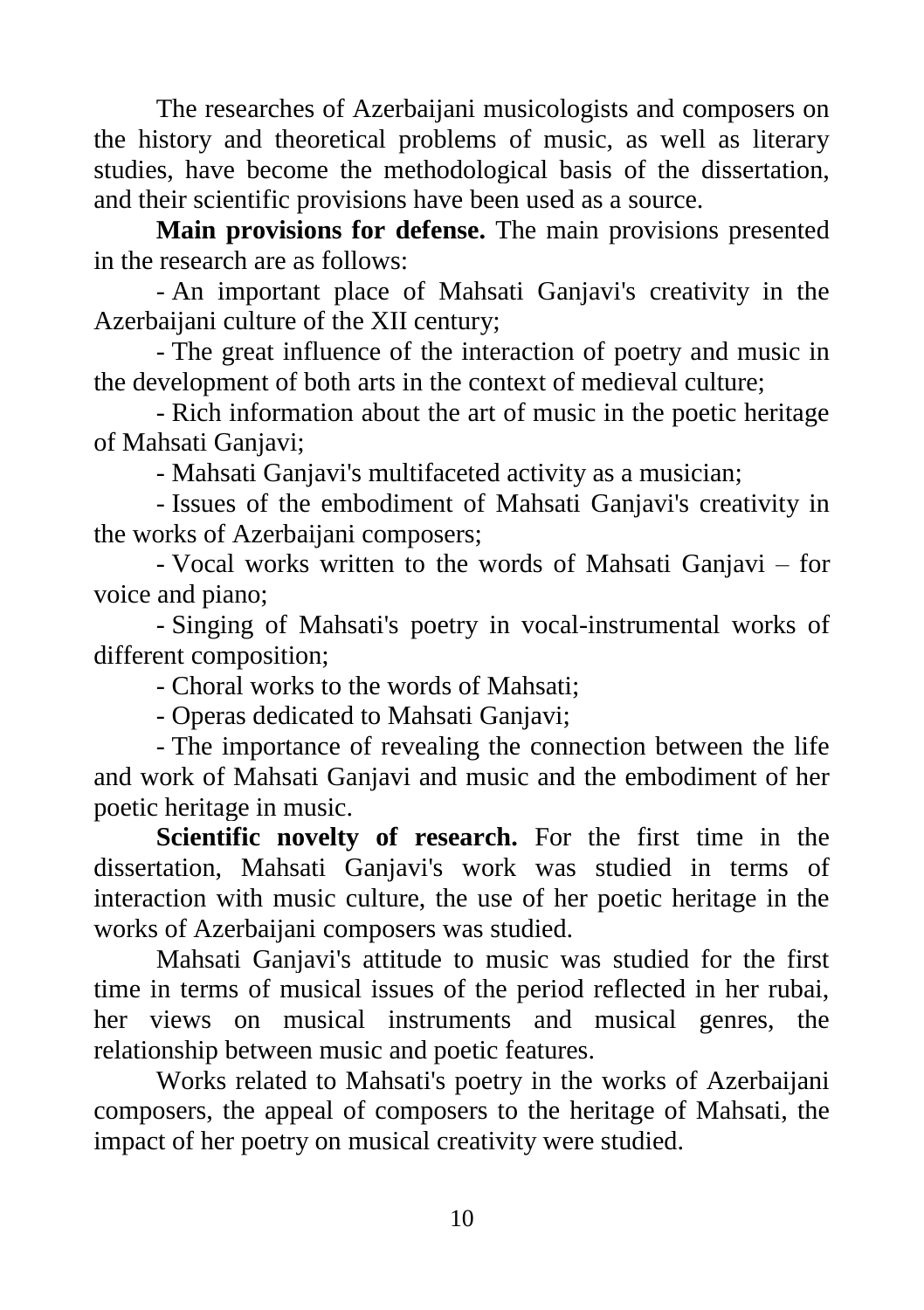The researches of Azerbaijani musicologists and composers on the history and theoretical problems of music, as well as literary studies, have become the methodological basis of the dissertation, and their scientific provisions have been used as a source.

**Main provisions for defense.** The main provisions presented in the research are as follows:

- An important place of Mahsati Ganjavi's creativity in the Azerbaijani culture of the XII century;
- The great influence of the interaction of poetry and music in the development of both arts in the context of medieval culture;
- Rich information about the art of music in the poetic heritage of Mahsati Ganjavi;
- Mahsati Ganjavi's multifaceted activity as a musician;
- Issues of the embodiment of Mahsati Ganjavi's creativity in the works of Azerbaijani composers;
- Vocal works written to the words of Mahsati Ganjavi – for voice and piano;
- Singing of Mahsati's poetry in vocal-instrumental works of different composition;
- Choral works to the words of Mahsati;
- Operas dedicated to Mahsati Ganjavi;
- The importance of revealing the connection between the life and work of Mahsati Ganjavi and music and the embodiment of her poetic heritage in music.

**Scientific novelty of research.** For the first time in the dissertation, Mahsati Ganjavi's work was studied in terms of interaction with music culture, the use of her poetic heritage in the works of Azerbaijani composers was studied.

Mahsati Ganjavi's attitude to music was studied for the first time in terms of musical issues of the period reflected in her rubai, her views on musical instruments and musical genres, the relationship between music and poetic features.

Works related to Mahsati's poetry in the works of Azerbaijani composers, the appeal of composers to the heritage of Mahsati, the impact of her poetry on musical creativity were studied.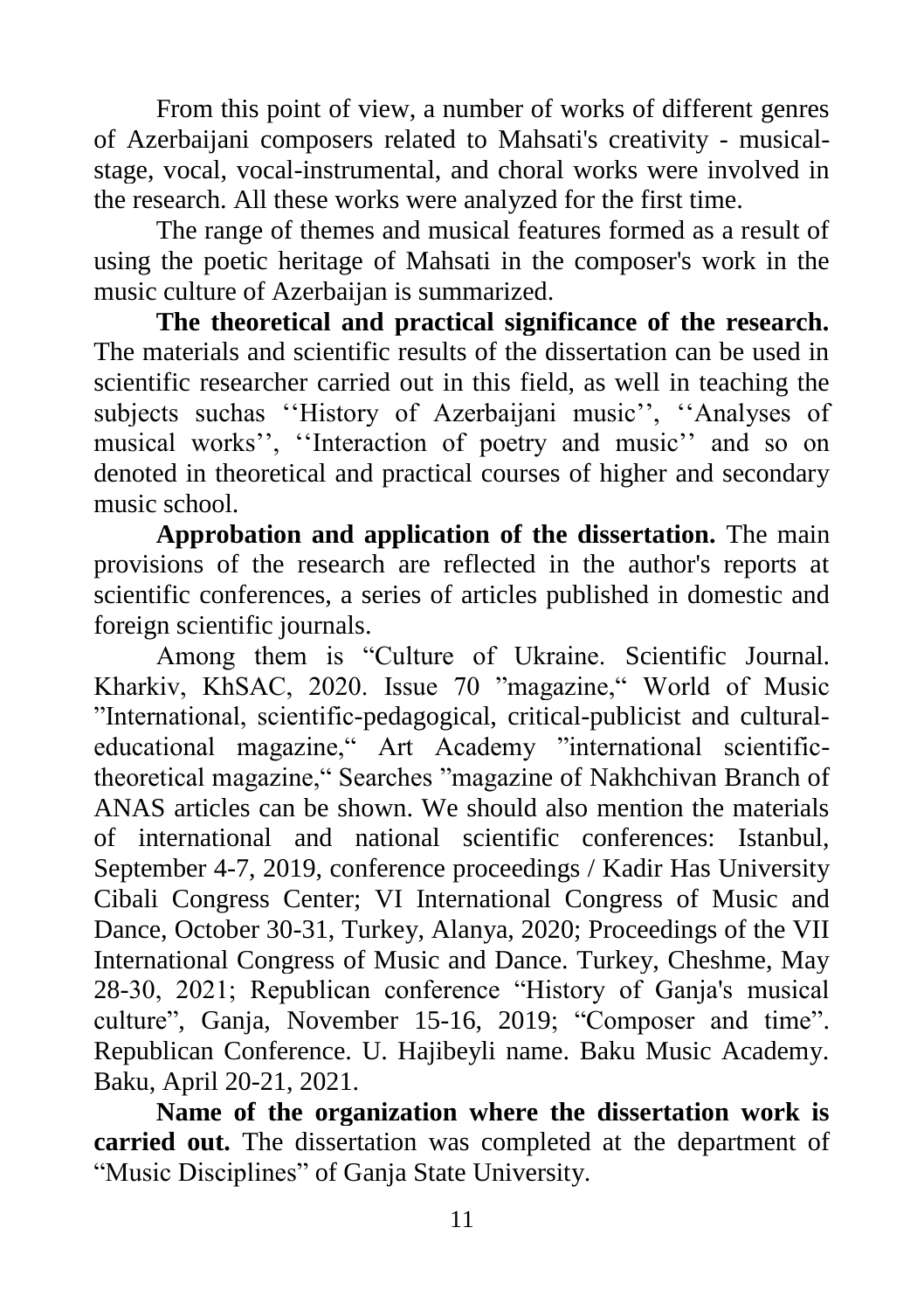From this point of view, a number of works of different genres of Azerbaijani composers related to Mahsati's creativity - musical-stage, vocal, vocal-instrumental, and choral works were involved in the research. All these works were analyzed for the first time.

The range of themes and musical features formed as a result of using the poetic heritage of Mahsati in the composer's work in the music culture of Azerbaijan is summarized.

**The theoretical and practical significance of the research.** The materials and scientific results of the dissertation can be used in scientific researcher carried out in this field, as well in teaching the subjects suchas ''History of Azerbaijani music'', ''Analyses of musical works'', ''Interaction of poetry and music'' and so on denoted in theoretical and practical courses of higher and secondary music school.

**Approbation and application of the dissertation.** The main provisions of the research are reflected in the author's reports at scientific conferences, a series of articles published in domestic and foreign scientific journals.

Among them is "Culture of Ukraine. Scientific Journal. Kharkiv, KhSAC, 2020. Issue 70 "magazine," World of Music "International, scientific-pedagogical, critical-publicist and cultural-educational magazine," Art Academy "international scientific-theoretical magazine," Searches "magazine of Nakhchivan Branch of ANAS articles can be shown. We should also mention the materials of international and national scientific conferences: Istanbul, September 4-7, 2019, conference proceedings / Kadir Has University Cibali Congress Center; VI International Congress of Music and Dance, October 30-31, Turkey, Alanya, 2020; Proceedings of the VII International Congress of Music and Dance. Turkey, Cheshme, May 28-30, 2021; Republican conference "History of Ganja's musical culture", Ganja, November 15-16, 2019; "Composer and time". Republican Conference. U. Hajibeyli name. Baku Music Academy. Baku, April 20-21, 2021.

**Name of the organization where the dissertation work is carried out.** The dissertation was completed at the department of "Music Disciplines" of Ganja State University.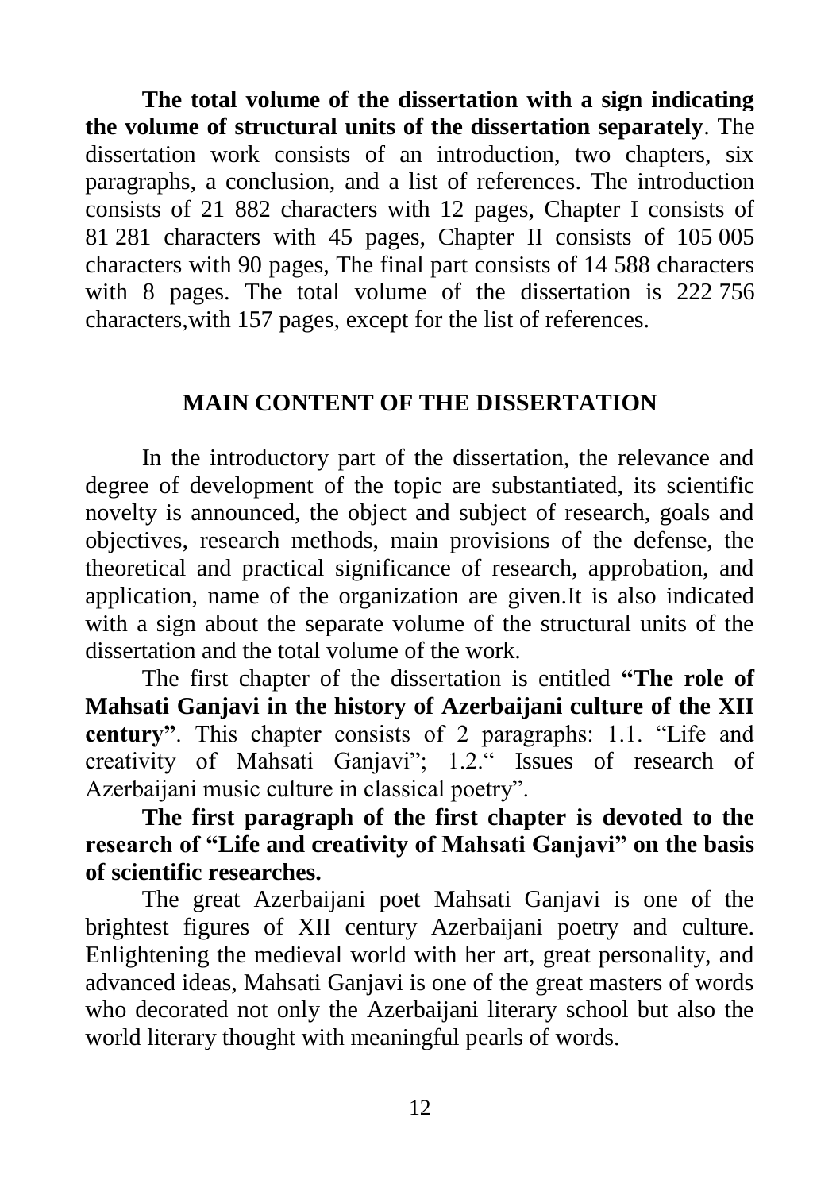**The total volume of the dissertation with a sign indicating the volume of structural units of the dissertation separately**. The dissertation work consists of an introduction, two chapters, six paragraphs, a conclusion, and a list of references. The introduction consists of 21 882 characters with 12 pages, Chapter I consists of 81 281 characters with 45 pages, Chapter II consists of 105 005 characters with 90 pages, The final part consists of 14 588 characters with 8 pages. The total volume of the dissertation is 222 756 characters,with 157 pages, except for the list of references.

## MAIN CONTENT OF THE DISSERTATION

In the introductory part of the dissertation, the relevance and degree of development of the topic are substantiated, its scientific novelty is announced, the object and subject of research, goals and objectives, research methods, main provisions of the defense, the theoretical and practical significance of research, approbation, and application, name of the organization are given.It is also indicated with a sign about the separate volume of the structural units of the dissertation and the total volume of the work.

The first chapter of the dissertation is entitled **"The role of Mahsati Ganjavi in the history of Azerbaijani culture of the XII century"**. This chapter consists of 2 paragraphs: 1.1. "Life and creativity of Mahsati Ganjavi"; 1.2." Issues of research of Azerbaijani music culture in classical poetry".

**The first paragraph of the first chapter is devoted to the research of "Life and creativity of Mahsati Ganjavi" on the basis of scientific researches.**

The great Azerbaijani poet Mahsati Ganjavi is one of the brightest figures of XII century Azerbaijani poetry and culture. Enlightening the medieval world with her art, great personality, and advanced ideas, Mahsati Ganjavi is one of the great masters of words who decorated not only the Azerbaijani literary school but also the world literary thought with meaningful pearls of words.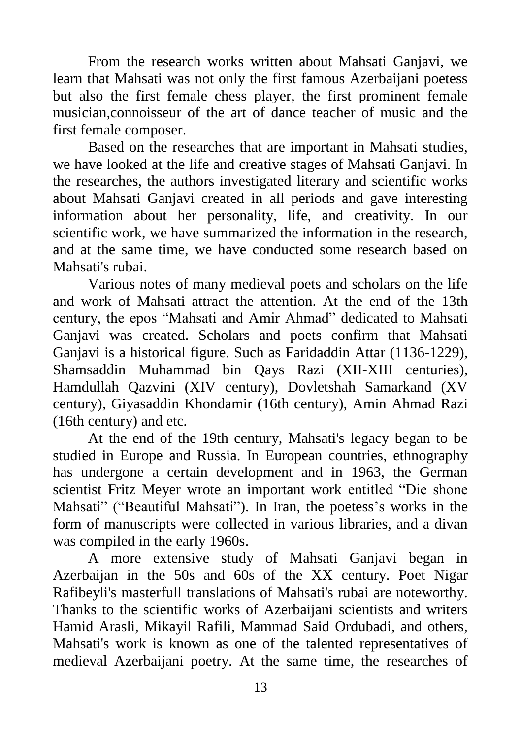From the research works written about Mahsati Ganjavi, we learn that Mahsati was not only the first famous Azerbaijani poetess but also the first female chess player, the first prominent female musician,connoisseur of the art of dance teacher of music and the first female composer.

Based on the researches that are important in Mahsati studies, we have looked at the life and creative stages of Mahsati Ganjavi. In the researches, the authors investigated literary and scientific works about Mahsati Ganjavi created in all periods and gave interesting information about her personality, life, and creativity. In our scientific work, we have summarized the information in the research, and at the same time, we have conducted some research based on Mahsati's rubai.

Various notes of many medieval poets and scholars on the life and work of Mahsati attract the attention. At the end of the 13th century, the epos "Mahsati and Amir Ahmad" dedicated to Mahsati Ganjavi was created. Scholars and poets confirm that Mahsati Ganjavi is a historical figure. Such as Faridaddin Attar (1136-1229), Shamsaddin Muhammad bin Qays Razi (XII-XIII centuries), Hamdullah Qazvini (XIV century), Dovletshah Samarkand (XV century), Giyasaddin Khondamir (16th century), Amin Ahmad Razi (16th century) and etc.

At the end of the 19th century, Mahsati's legacy began to be studied in Europe and Russia. In European countries, ethnography has undergone a certain development and in 1963, the German scientist Fritz Meyer wrote an important work entitled "Die shone Mahsati" ("Beautiful Mahsati"). In Iran, the poetess's works in the form of manuscripts were collected in various libraries, and a divan was compiled in the early 1960s.

A more extensive study of Mahsati Ganjavi began in Azerbaijan in the 50s and 60s of the XX century. Poet Nigar Rafibeyli's masterfull translations of Mahsati's rubai are noteworthy. Thanks to the scientific works of Azerbaijani scientists and writers Hamid Arasli, Mikayil Rafili, Mammad Said Ordubadi, and others, Mahsati's work is known as one of the talented representatives of medieval Azerbaijani poetry. At the same time, the researches of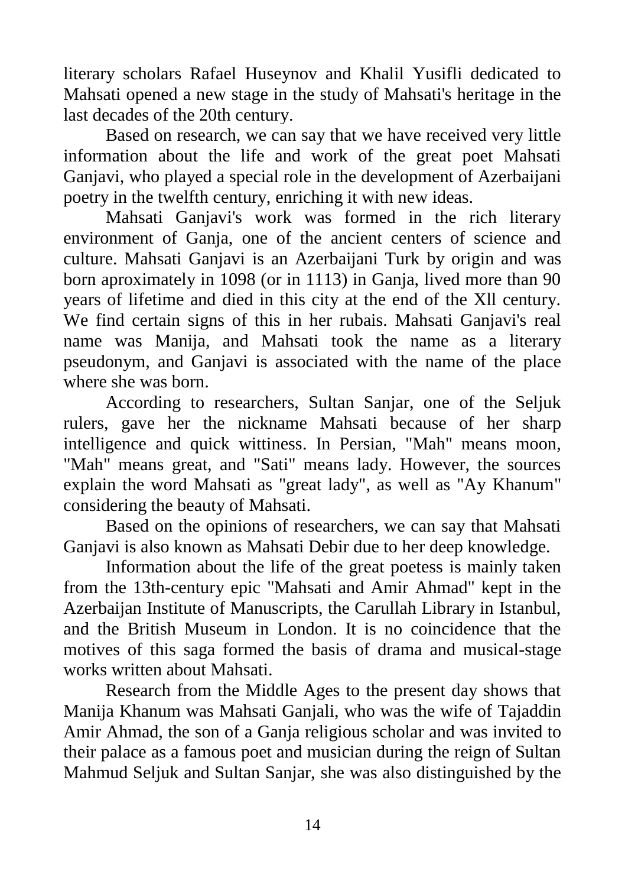literary scholars Rafael Huseynov and Khalil Yusifli dedicated to Mahsati opened a new stage in the study of Mahsati's heritage in the last decades of the 20th century.

Based on research, we can say that we have received very little information about the life and work of the great poet Mahsati Ganjavi, who played a special role in the development of Azerbaijani poetry in the twelfth century, enriching it with new ideas.

Mahsati Ganjavi's work was formed in the rich literary environment of Ganja, one of the ancient centers of science and culture. Mahsati Ganjavi is an Azerbaijani Turk by origin and was born aproximately in 1098 (or in 1113) in Ganja, lived more than 90 years of lifetime and died in this city at the end of the Xll century. We find certain signs of this in her rubais. Mahsati Ganjavi's real name was Manija, and Mahsati took the name as a literary pseudonym, and Ganjavi is associated with the name of the place where she was born.

According to researchers, Sultan Sanjar, one of the Seljuk rulers, gave her the nickname Mahsati because of her sharp intelligence and quick wittiness. In Persian, "Mah" means moon, "Mah" means great, and "Sati" means lady. However, the sources explain the word Mahsati as "great lady", as well as "Ay Khanum" considering the beauty of Mahsati.

Based on the opinions of researchers, we can say that Mahsati Ganjavi is also known as Mahsati Debir due to her deep knowledge.

Information about the life of the great poetess is mainly taken from the 13th-century epic "Mahsati and Amir Ahmad" kept in the Azerbaijan Institute of Manuscripts, the Carullah Library in Istanbul, and the British Museum in London. It is no coincidence that the motives of this saga formed the basis of drama and musical-stage works written about Mahsati.

Research from the Middle Ages to the present day shows that Manija Khanum was Mahsati Ganjali, who was the wife of Tajaddin Amir Ahmad, the son of a Ganja religious scholar and was invited to their palace as a famous poet and musician during the reign of Sultan Mahmud Seljuk and Sultan Sanjar, she was also distinguished by the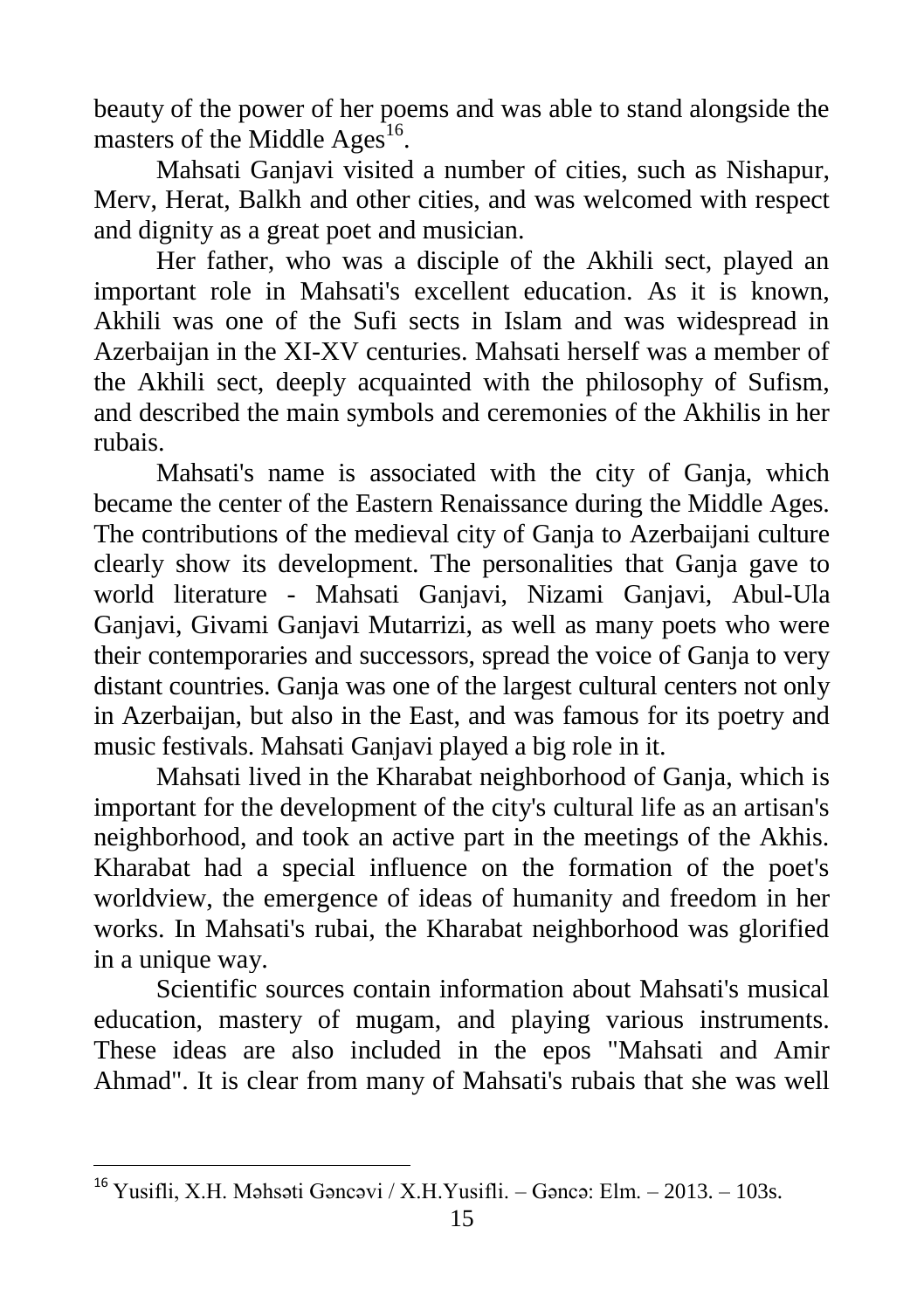beauty of the power of her poems and was able to stand alongside the masters of the Middle Ages[16].

Mahsati Ganjavi visited a number of cities, such as Nishapur, Merv, Herat, Balkh and other cities, and was welcomed with respect and dignity as a great poet and musician.

Her father, who was a disciple of the Akhili sect, played an important role in Mahsati's excellent education. As it is known, Akhili was one of the Sufi sects in Islam and was widespread in Azerbaijan in the XI-XV centuries. Mahsati herself was a member of the Akhili sect, deeply acquainted with the philosophy of Sufism, and described the main symbols and ceremonies of the Akhilis in her rubais.

Mahsati's name is associated with the city of Ganja, which became the center of the Eastern Renaissance during the Middle Ages. The contributions of the medieval city of Ganja to Azerbaijani culture clearly show its development. The personalities that Ganja gave to world literature - Mahsati Ganjavi, Nizami Ganjavi, Abul-Ula Ganjavi, Givami Ganjavi Mutarrizi, as well as many poets who were their contemporaries and successors, spread the voice of Ganja to very distant countries. Ganja was one of the largest cultural centers not only in Azerbaijan, but also in the East, and was famous for its poetry and music festivals. Mahsati Ganjavi played a big role in it.

Mahsati lived in the Kharabat neighborhood of Ganja, which is important for the development of the city's cultural life as an artisan's neighborhood, and took an active part in the meetings of the Akhis. Kharabat had a special influence on the formation of the poet's worldview, the emergence of ideas of humanity and freedom in her works. In Mahsati's rubai, the Kharabat neighborhood was glorified in a unique way.

Scientific sources contain information about Mahsati's musical education, mastery of mugam, and playing various instruments. These ideas are also included in the epos "Mahsati and Amir Ahmad". It is clear from many of Mahsati's rubais that she was well

---

[16] Yusifli, X.H. Məhsəti Gəncəvi / X.H.Yusifli. – Gəncə: Elm. – 2013. – 103s.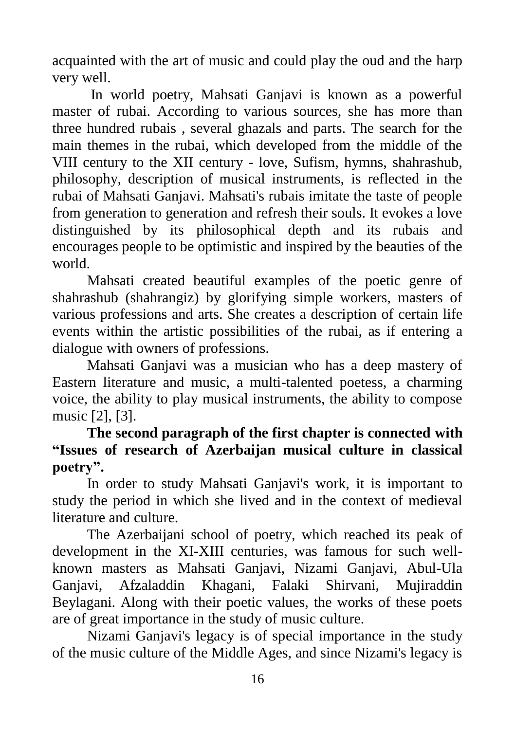acquainted with the art of music and could play the oud and the harp very well.

In world poetry, Mahsati Ganjavi is known as a powerful master of rubai. According to various sources, she has more than three hundred rubais , several ghazals and parts. The search for the main themes in the rubai, which developed from the middle of the VIII century to the XII century - love, Sufism, hymns, shahrashub, philosophy, description of musical instruments, is reflected in the rubai of Mahsati Ganjavi. Mahsati's rubais imitate the taste of people from generation to generation and refresh their souls. It evokes a love distinguished by its philosophical depth and its rubais and encourages people to be optimistic and inspired by the beauties of the world.

Mahsati created beautiful examples of the poetic genre of shahrashub (shahrangiz) by glorifying simple workers, masters of various professions and arts. She creates a description of certain life events within the artistic possibilities of the rubai, as if entering a dialogue with owners of professions.

Mahsati Ganjavi was a musician who has a deep mastery of Eastern literature and music, a multi-talented poetess, a charming voice, the ability to play musical instruments, the ability to compose music [2], [3].

**The second paragraph of the first chapter is connected with "Issues of research of Azerbaijan musical culture in classical poetry".**

In order to study Mahsati Ganjavi's work, it is important to study the period in which she lived and in the context of medieval literature and culture.

The Azerbaijani school of poetry, which reached its peak of development in the XI-XIII centuries, was famous for such well-known masters as Mahsati Ganjavi, Nizami Ganjavi, Abul-Ula Ganjavi, Afzaladdin Khagani, Falaki Shirvani, Mujiraddin Beylagani. Along with their poetic values, the works of these poets are of great importance in the study of music culture.

Nizami Ganjavi's legacy is of special importance in the study of the music culture of the Middle Ages, and since Nizami's legacy is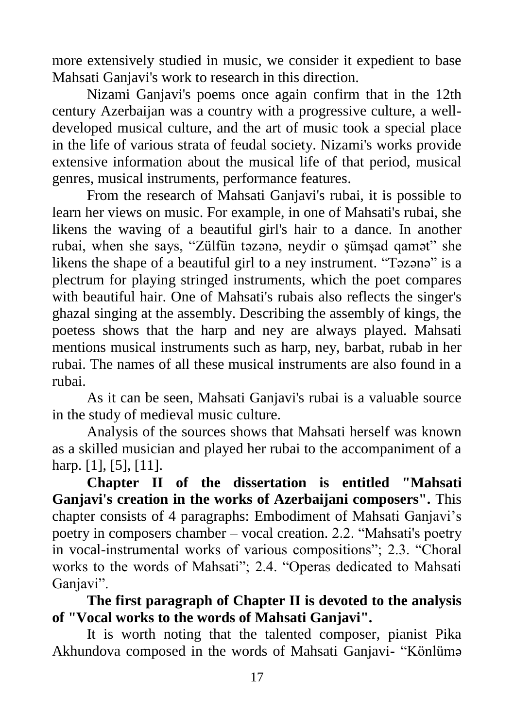more extensively studied in music, we consider it expedient to base Mahsati Ganjavi's work to research in this direction.

Nizami Ganjavi's poems once again confirm that in the 12th century Azerbaijan was a country with a progressive culture, a well-developed musical culture, and the art of music took a special place in the life of various strata of feudal society. Nizami's works provide extensive information about the musical life of that period, musical genres, musical instruments, performance features.

From the research of Mahsati Ganjavi's rubai, it is possible to learn her views on music. For example, in one of Mahsati's rubai, she likens the waving of a beautiful girl's hair to a dance. In another rubai, when she says, “Zülfün təzənə, neydir o şümşad qamət” she likens the shape of a beautiful girl to a ney instrument. “Təzənə” is a plectrum for playing stringed instruments, which the poet compares with beautiful hair. One of Mahsati's rubais also reflects the singer's ghazal singing at the assembly. Describing the assembly of kings, the poetess shows that the harp and ney are always played. Mahsati mentions musical instruments such as harp, ney, barbat, rubab in her rubai. The names of all these musical instruments are also found in a rubai.

As it can be seen, Mahsati Ganjavi's rubai is a valuable source in the study of medieval music culture.

Analysis of the sources shows that Mahsati herself was known as a skilled musician and played her rubai to the accompaniment of a harp. [1], [5], [11].

**Chapter II of the dissertation is entitled "Mahsati Ganjavi's creation in the works of Azerbaijani composers".** This chapter consists of 4 paragraphs: Embodiment of Mahsati Ganjavi’s poetry in composers chamber – vocal creation. 2.2. “Mahsati's poetry in vocal-instrumental works of various compositions”; 2.3. “Choral works to the words of Mahsati”; 2.4. “Operas dedicated to Mahsati Ganjavi”.

**The first paragraph of Chapter II is devoted to the analysis of "Vocal works to the words of Mahsati Ganjavi".**

It is worth noting that the talented composer, pianist Pika Akhundova composed in the words of Mahsati Ganjavi- “Könlümə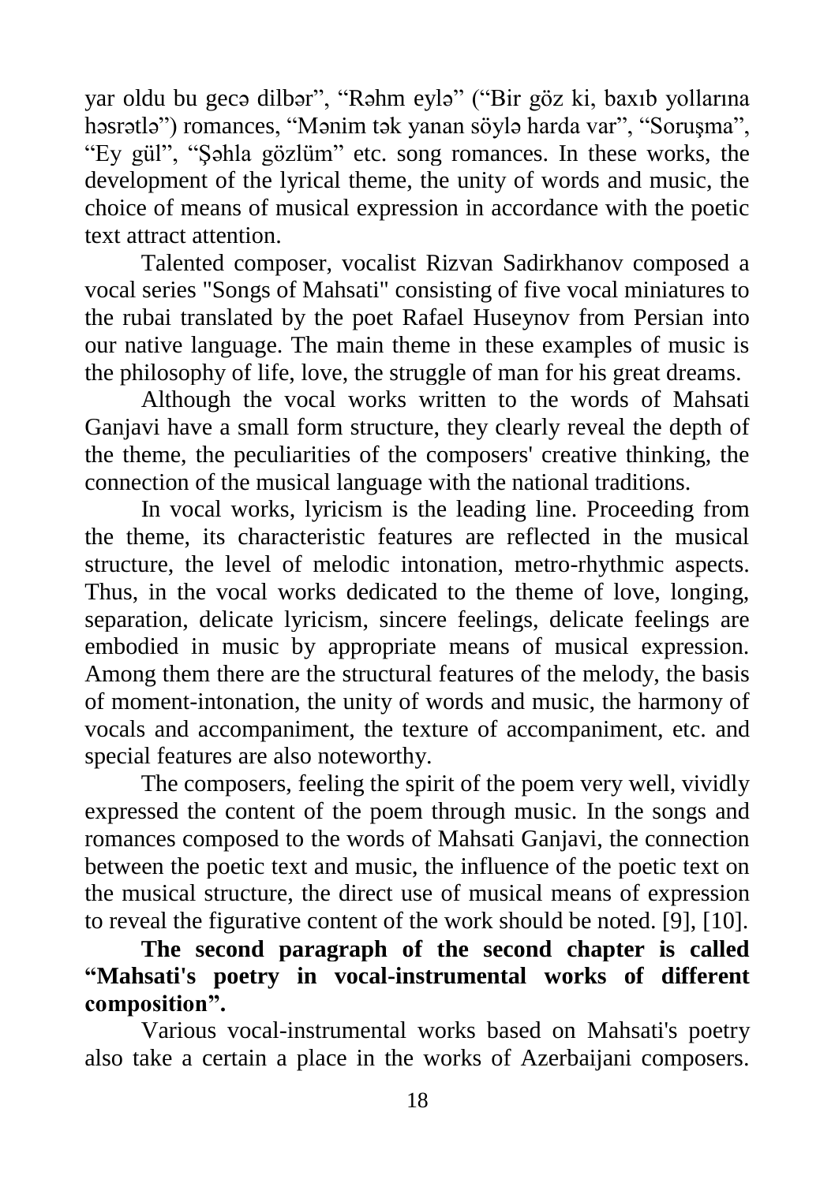yar oldu bu gecə dilbər", "Rəhm eylə" ("Bir göz ki, baxıb yollarına həsrətlə") romances, "Mənim tək yanan söylə harda var", "Soruşma", "Ey gül", "Şəhla gözlüm" etc. song romances. In these works, the development of the lyrical theme, the unity of words and music, the choice of means of musical expression in accordance with the poetic text attract attention.

Talented composer, vocalist Rizvan Sadirkhanov composed a vocal series "Songs of Mahsati" consisting of five vocal miniatures to the rubai translated by the poet Rafael Huseynov from Persian into our native language. The main theme in these examples of music is the philosophy of life, love, the struggle of man for his great dreams.

Although the vocal works written to the words of Mahsati Ganjavi have a small form structure, they clearly reveal the depth of the theme, the peculiarities of the composers' creative thinking, the connection of the musical language with the national traditions.

In vocal works, lyricism is the leading line. Proceeding from the theme, its characteristic features are reflected in the musical structure, the level of melodic intonation, metro-rhythmic aspects. Thus, in the vocal works dedicated to the theme of love, longing, separation, delicate lyricism, sincere feelings, delicate feelings are embodied in music by appropriate means of musical expression. Among them there are the structural features of the melody, the basis of moment-intonation, the unity of words and music, the harmony of vocals and accompaniment, the texture of accompaniment, etc. and special features are also noteworthy.

The composers, feeling the spirit of the poem very well, vividly expressed the content of the poem through music. In the songs and romances composed to the words of Mahsati Ganjavi, the connection between the poetic text and music, the influence of the poetic text on the musical structure, the direct use of musical means of expression to reveal the figurative content of the work should be noted. [9], [10].

**The second paragraph of the second chapter is called "Mahsati's poetry in vocal-instrumental works of different composition".**

Various vocal-instrumental works based on Mahsati's poetry also take a certain a place in the works of Azerbaijani composers.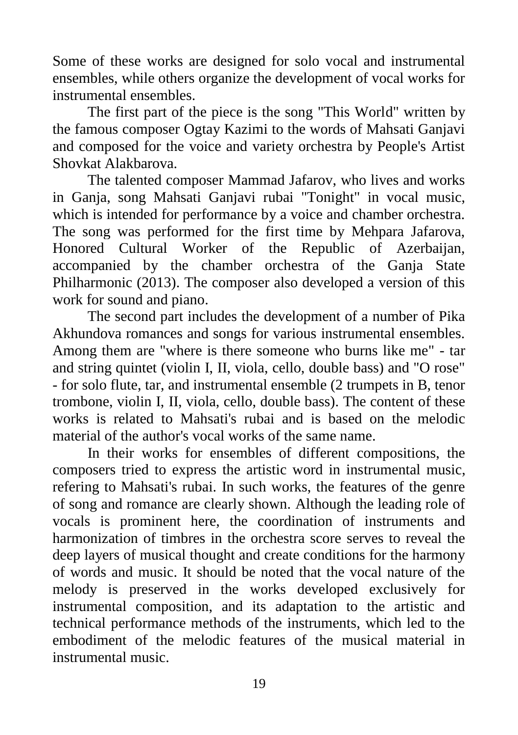Some of these works are designed for solo vocal and instrumental ensembles, while others organize the development of vocal works for instrumental ensembles.

The first part of the piece is the song "This World" written by the famous composer Ogtay Kazimi to the words of Mahsati Ganjavi and composed for the voice and variety orchestra by People's Artist Shovkat Alakbarova.

The talented composer Mammad Jafarov, who lives and works in Ganja, song Mahsati Ganjavi rubai "Tonight" in vocal music, which is intended for performance by a voice and chamber orchestra. The song was performed for the first time by Mehpara Jafarova, Honored Cultural Worker of the Republic of Azerbaijan, accompanied by the chamber orchestra of the Ganja State Philharmonic (2013). The composer also developed a version of this work for sound and piano.

The second part includes the development of a number of Pika Akhundova romances and songs for various instrumental ensembles. Among them are "where is there someone who burns like me" - tar and string quintet (violin I, II, viola, cello, double bass) and "O rose" - for solo flute, tar, and instrumental ensemble (2 trumpets in B, tenor trombone, violin I, II, viola, cello, double bass). The content of these works is related to Mahsati's rubai and is based on the melodic material of the author's vocal works of the same name.

In their works for ensembles of different compositions, the composers tried to express the artistic word in instrumental music, refering to Mahsati's rubai. In such works, the features of the genre of song and romance are clearly shown. Although the leading role of vocals is prominent here, the coordination of instruments and harmonization of timbres in the orchestra score serves to reveal the deep layers of musical thought and create conditions for the harmony of words and music. It should be noted that the vocal nature of the melody is preserved in the works developed exclusively for instrumental composition, and its adaptation to the artistic and technical performance methods of the instruments, which led to the embodiment of the melodic features of the musical material in instrumental music.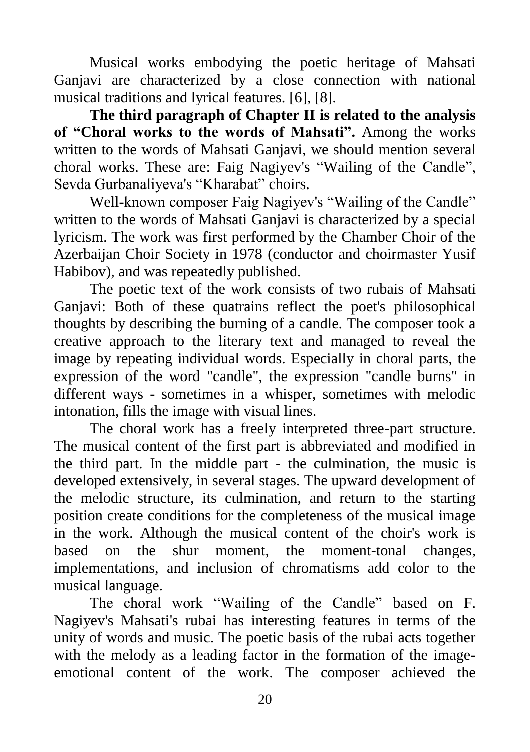Musical works embodying the poetic heritage of Mahsati Ganjavi are characterized by a close connection with national musical traditions and lyrical features. [6], [8].

**The third paragraph of Chapter II is related to the analysis of "Choral works to the words of Mahsati".** Among the works written to the words of Mahsati Ganjavi, we should mention several choral works. These are: Faig Nagiyev's "Wailing of the Candle", Sevda Gurbanaliyeva's "Kharabat" choirs.

Well-known composer Faig Nagiyev's "Wailing of the Candle" written to the words of Mahsati Ganjavi is characterized by a special lyricism. The work was first performed by the Chamber Choir of the Azerbaijan Choir Society in 1978 (conductor and choirmaster Yusif Habibov), and was repeatedly published.

The poetic text of the work consists of two rubais of Mahsati Ganjavi: Both of these quatrains reflect the poet's philosophical thoughts by describing the burning of a candle. The composer took a creative approach to the literary text and managed to reveal the image by repeating individual words. Especially in choral parts, the expression of the word "candle", the expression "candle burns" in different ways - sometimes in a whisper, sometimes with melodic intonation, fills the image with visual lines.

The choral work has a freely interpreted three-part structure. The musical content of the first part is abbreviated and modified in the third part. In the middle part - the culmination, the music is developed extensively, in several stages. The upward development of the melodic structure, its culmination, and return to the starting position create conditions for the completeness of the musical image in the work. Although the musical content of the choir's work is based on the shur moment, the moment-tonal changes, implementations, and inclusion of chromatisms add color to the musical language.

The choral work "Wailing of the Candle" based on F. Nagiyev's Mahsati's rubai has interesting features in terms of the unity of words and music. The poetic basis of the rubai acts together with the melody as a leading factor in the formation of the image-emotional content of the work. The composer achieved the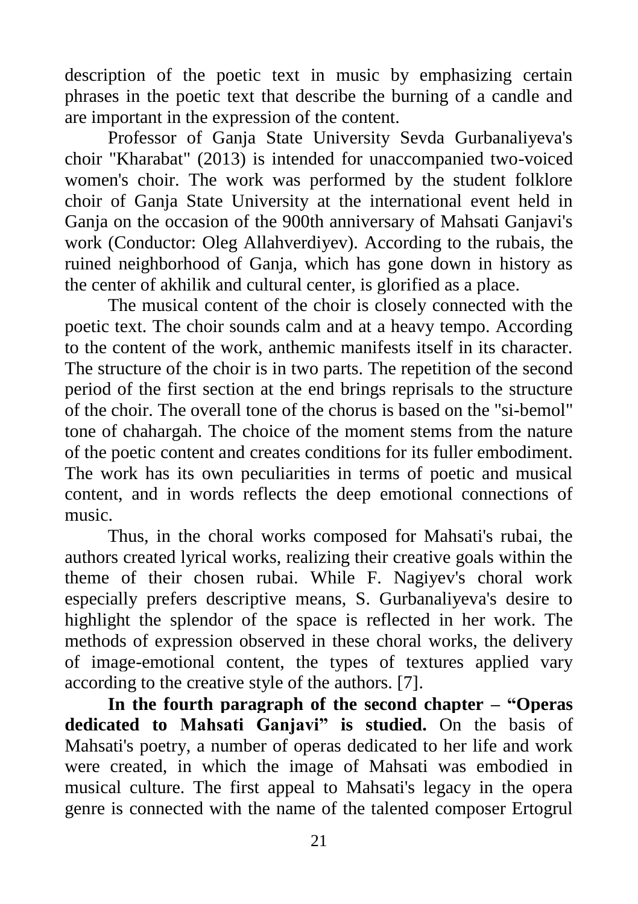description of the poetic text in music by emphasizing certain phrases in the poetic text that describe the burning of a candle and are important in the expression of the content.

Professor of Ganja State University Sevda Gurbanaliyeva's choir "Kharabat" (2013) is intended for unaccompanied two-voiced women's choir. The work was performed by the student folklore choir of Ganja State University at the international event held in Ganja on the occasion of the 900th anniversary of Mahsati Ganjavi's work (Conductor: Oleg Allahverdiyev). According to the rubais, the ruined neighborhood of Ganja, which has gone down in history as the center of akhilik and cultural center, is glorified as a place.

The musical content of the choir is closely connected with the poetic text. The choir sounds calm and at a heavy tempo. According to the content of the work, anthemic manifests itself in its character. The structure of the choir is in two parts. The repetition of the second period of the first section at the end brings reprisals to the structure of the choir. The overall tone of the chorus is based on the "si-bemol" tone of chahargah. The choice of the moment stems from the nature of the poetic content and creates conditions for its fuller embodiment. The work has its own peculiarities in terms of poetic and musical content, and in words reflects the deep emotional connections of music.

Thus, in the choral works composed for Mahsati's rubai, the authors created lyrical works, realizing their creative goals within the theme of their chosen rubai. While F. Nagiyev's choral work especially prefers descriptive means, S. Gurbanaliyeva's desire to highlight the splendor of the space is reflected in her work. The methods of expression observed in these choral works, the delivery of image-emotional content, the types of textures applied vary according to the creative style of the authors. [7].

**In the fourth paragraph of the second chapter – "Operas dedicated to Mahsati Ganjavi" is studied.** On the basis of Mahsati's poetry, a number of operas dedicated to her life and work were created, in which the image of Mahsati was embodied in musical culture. The first appeal to Mahsati's legacy in the opera genre is connected with the name of the talented composer Ertogrul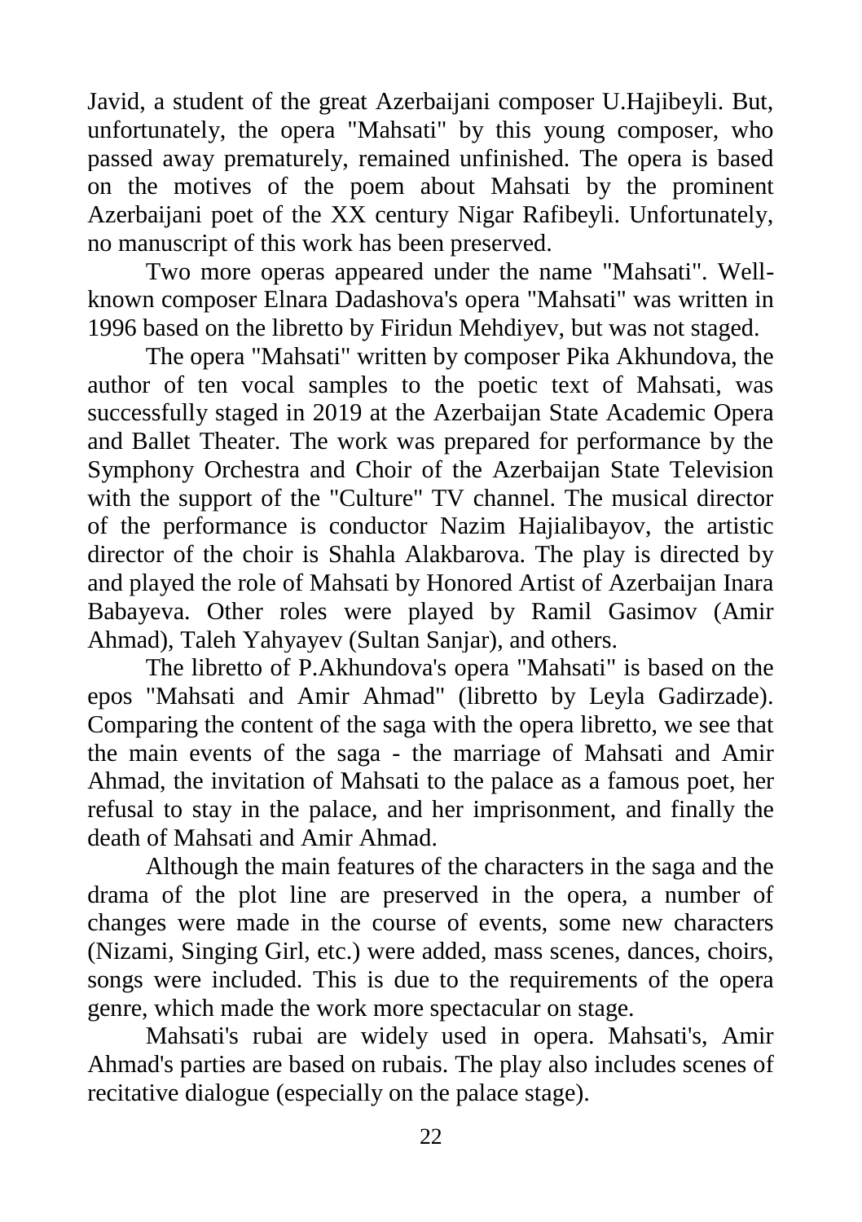Javid, a student of the great Azerbaijani composer U.Hajibeyli. But, unfortunately, the opera "Mahsati" by this young composer, who passed away prematurely, remained unfinished. The opera is based on the motives of the poem about Mahsati by the prominent Azerbaijani poet of the XX century Nigar Rafibeyli. Unfortunately, no manuscript of this work has been preserved.

Two more operas appeared under the name "Mahsati". Well-known composer Elnara Dadashova's opera "Mahsati" was written in 1996 based on the libretto by Firidun Mehdiyev, but was not staged.

The opera "Mahsati" written by composer Pika Akhundova, the author of ten vocal samples to the poetic text of Mahsati, was successfully staged in 2019 at the Azerbaijan State Academic Opera and Ballet Theater. The work was prepared for performance by the Symphony Orchestra and Choir of the Azerbaijan State Television with the support of the "Culture" TV channel. The musical director of the performance is conductor Nazim Hajialibayov, the artistic director of the choir is Shahla Alakbarova. The play is directed by and played the role of Mahsati by Honored Artist of Azerbaijan Inara Babayeva. Other roles were played by Ramil Gasimov (Amir Ahmad), Taleh Yahyayev (Sultan Sanjar), and others.

The libretto of P.Akhundova's opera "Mahsati" is based on the epos "Mahsati and Amir Ahmad" (libretto by Leyla Gadirzade). Comparing the content of the saga with the opera libretto, we see that the main events of the saga - the marriage of Mahsati and Amir Ahmad, the invitation of Mahsati to the palace as a famous poet, her refusal to stay in the palace, and her imprisonment, and finally the death of Mahsati and Amir Ahmad.

Although the main features of the characters in the saga and the drama of the plot line are preserved in the opera, a number of changes were made in the course of events, some new characters (Nizami, Singing Girl, etc.) were added, mass scenes, dances, choirs, songs were included. This is due to the requirements of the opera genre, which made the work more spectacular on stage.

Mahsati's rubai are widely used in opera. Mahsati's, Amir Ahmad's parties are based on rubais. The play also includes scenes of recitative dialogue (especially on the palace stage).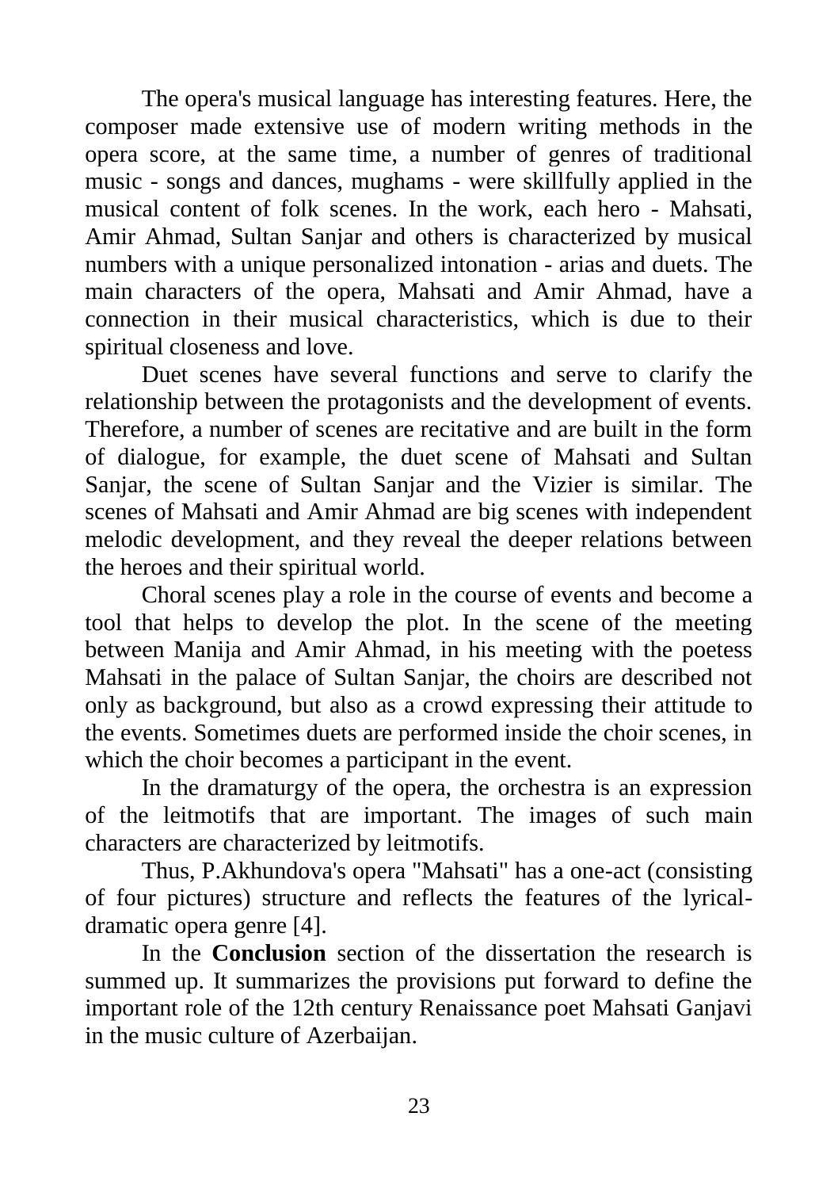The opera's musical language has interesting features. Here, the composer made extensive use of modern writing methods in the opera score, at the same time, a number of genres of traditional music - songs and dances, mughams - were skillfully applied in the musical content of folk scenes. In the work, each hero - Mahsati, Amir Ahmad, Sultan Sanjar and others is characterized by musical numbers with a unique personalized intonation - arias and duets. The main characters of the opera, Mahsati and Amir Ahmad, have a connection in their musical characteristics, which is due to their spiritual closeness and love.

Duet scenes have several functions and serve to clarify the relationship between the protagonists and the development of events. Therefore, a number of scenes are recitative and are built in the form of dialogue, for example, the duet scene of Mahsati and Sultan Sanjar, the scene of Sultan Sanjar and the Vizier is similar. The scenes of Mahsati and Amir Ahmad are big scenes with independent melodic development, and they reveal the deeper relations between the heroes and their spiritual world.

Choral scenes play a role in the course of events and become a tool that helps to develop the plot. In the scene of the meeting between Manija and Amir Ahmad, in his meeting with the poetess Mahsati in the palace of Sultan Sanjar, the choirs are described not only as background, but also as a crowd expressing their attitude to the events. Sometimes duets are performed inside the choir scenes, in which the choir becomes a participant in the event.

In the dramaturgy of the opera, the orchestra is an expression of the leitmotifs that are important. The images of such main characters are characterized by leitmotifs.

Thus, P.Akhundova's opera "Mahsati" has a one-act (consisting of four pictures) structure and reflects the features of the lyrical-dramatic opera genre [4].

In the **Conclusion** section of the dissertation the research is summed up. It summarizes the provisions put forward to define the important role of the 12th century Renaissance poet Mahsati Ganjavi in the music culture of Azerbaijan.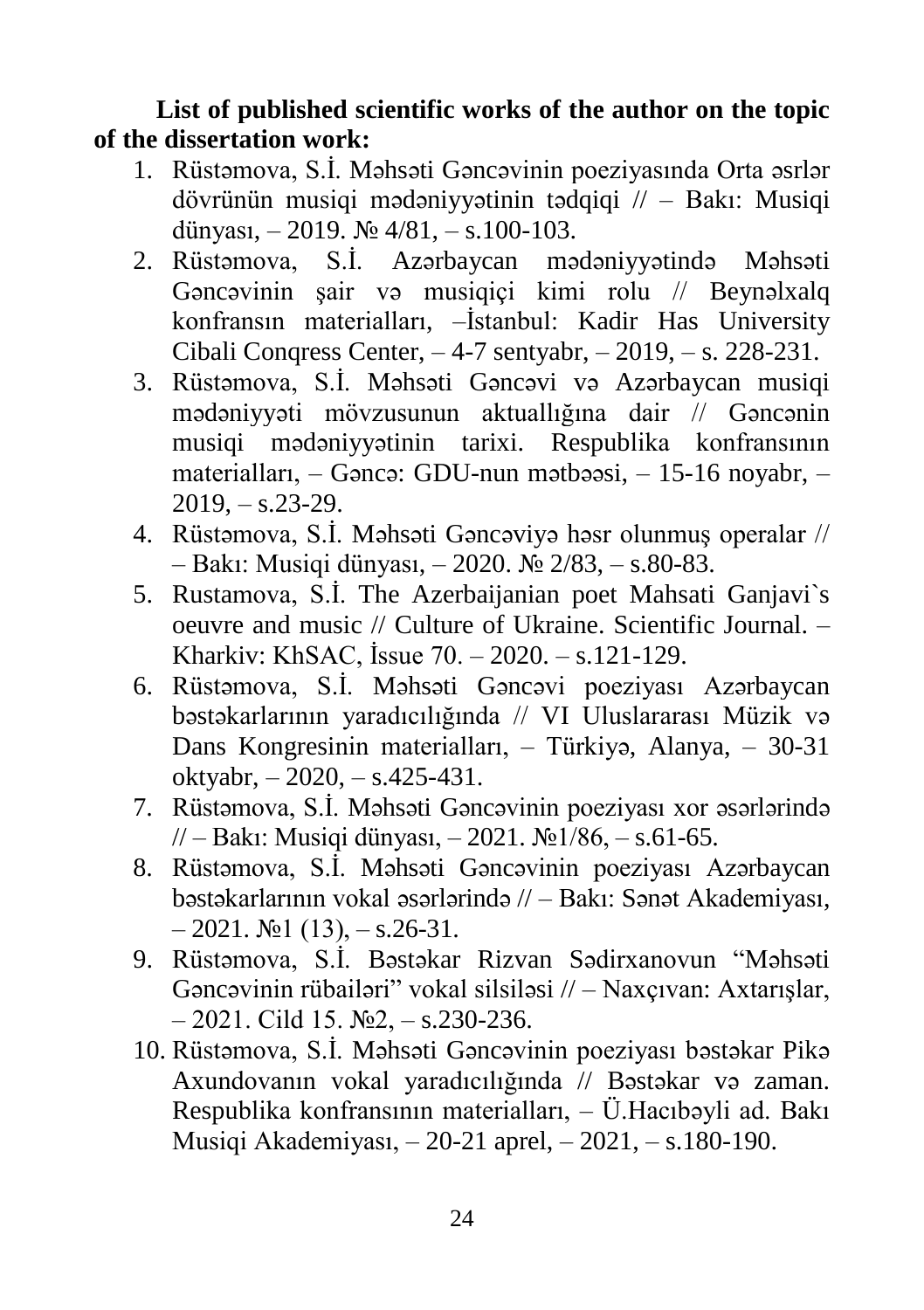**List of published scientific works of the author on the topic of the dissertation work:**

1. Rüstəmova, S.İ. Məhsəti Gəncəvinin poeziyasında Orta əsrlər dövrünün musiqi mədəniyyətinin tədqiqi // – Bakı: Musiqi dünyası, – 2019. № 4/81, – s.100-103.
2. Rüstəmova, S.İ. Azərbaycan mədəniyyətində Məhsəti Gəncəvinin şair və musiqiçi kimi rolu // Beynəlxalq konfransın materialları, –İstanbul: Kadir Has University Cibali Conqress Center, – 4-7 sentyabr, – 2019, – s. 228-231.
3. Rüstəmova, S.İ. Məhsəti Gəncəvi və Azərbaycan musiqi mədəniyyəti mövzusunun aktuallığına dair // Gəncənin musiqi mədəniyyətinin tarixi. Respublika konfransının materialları, – Gəncə: GDU-nun mətbəəsi, – 15-16 noyabr, – 2019, – s.23-29.
4. Rüstəmova, S.İ. Məhsəti Gəncəviyə həsr olunmuş operalar // – Bakı: Musiqi dünyası, – 2020. № 2/83, – s.80-83.
5. Rustamova, S.İ. The Azerbaijanian poet Mahsati Ganjavi`s oeuvre and music // Culture of Ukraine. Scientific Journal. – Kharkiv: KhSAC, İssue 70. – 2020. – s.121-129.
6. Rüstəmova, S.İ. Məhsəti Gəncəvi poeziyası Azərbaycan bəstəkarlarının yaradıcılığında // VI Uluslararası Müzik və Dans Kongresinin materialları, – Türkiyə, Alanya, – 30-31 oktyabr, – 2020, – s.425-431.
7. Rüstəmova, S.İ. Məhsəti Gəncəvinin poeziyası xor əsərlərində // – Bakı: Musiqi dünyası, – 2021. №1/86, – s.61-65.
8. Rüstəmova, S.İ. Məhsəti Gəncəvinin poeziyası Azərbaycan bəstəkarlarının vokal əsərlərində // – Bakı: Sənət Akademiyası, – 2021. №1 (13), – s.26-31.
9. Rüstəmova, S.İ. Bəstəkar Rizvan Sədirxanovun "Məhsəti Gəncəvinin rübailəri" vokal silsiləsi // – Naxçıvan: Axtarışlar, – 2021. Cild 15. №2, – s.230-236.
10. Rüstəmova, S.İ. Məhsəti Gəncəvinin poeziyası bəstəkar Pikə Axundovanın vokal yaradıcılığında // Bəstəkar və zaman. Respublika konfransının materialları, – Ü.Hacıbəyli ad. Bakı Musiqi Akademiyası, – 20-21 aprel, – 2021, – s.180-190.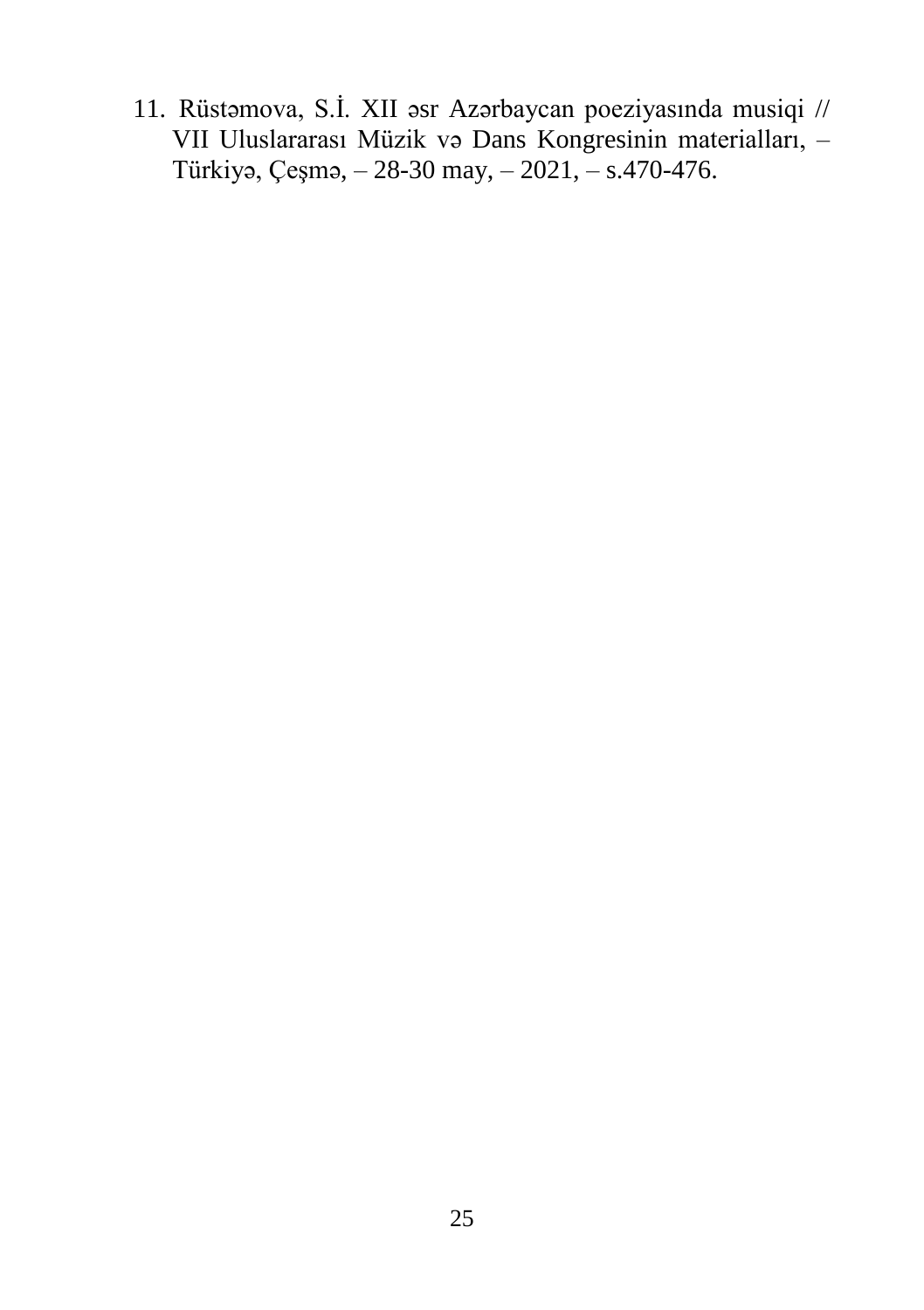11. Rüstəmova, S.İ. XII əsr Azərbaycan poeziyasında musiqi // VII Uluslararası Müzik və Dans Kongresinin materialları, – Türkiyə, Çeşmə, – 28-30 may, – 2021, – s.470-476.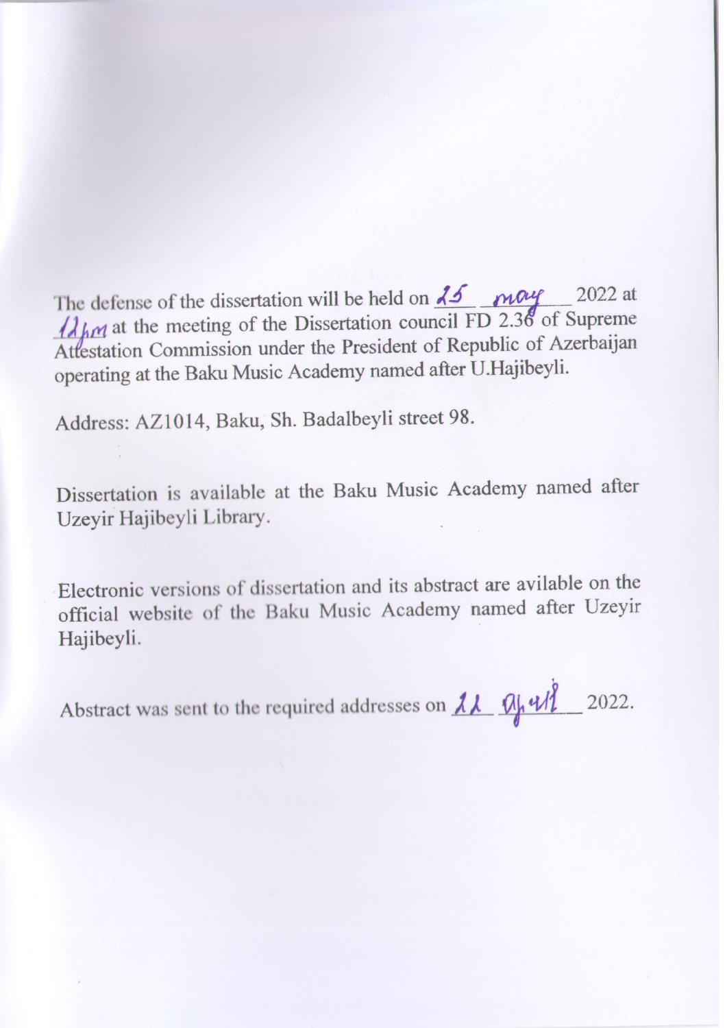The defense of the dissertation will be held on 25 may 2022 at 12pm at the meeting of the Dissertation council FD 2.36 of Supreme Attestation Commission under the President of Republic of Azerbaijan operating at the Baku Music Academy named after U.Hajibeyli.

Address: AZ1014, Baku, Sh. Badalbeyli street 98.

Dissertation is available at the Baku Music Academy named after Uzeyir Hajibeyli Library.

Electronic versions of dissertation and its abstract are avilable on the official website of the Baku Music Academy named after Uzeyir Hajibeyli.

Abstract was sent to the required addresses on 22 April 2022.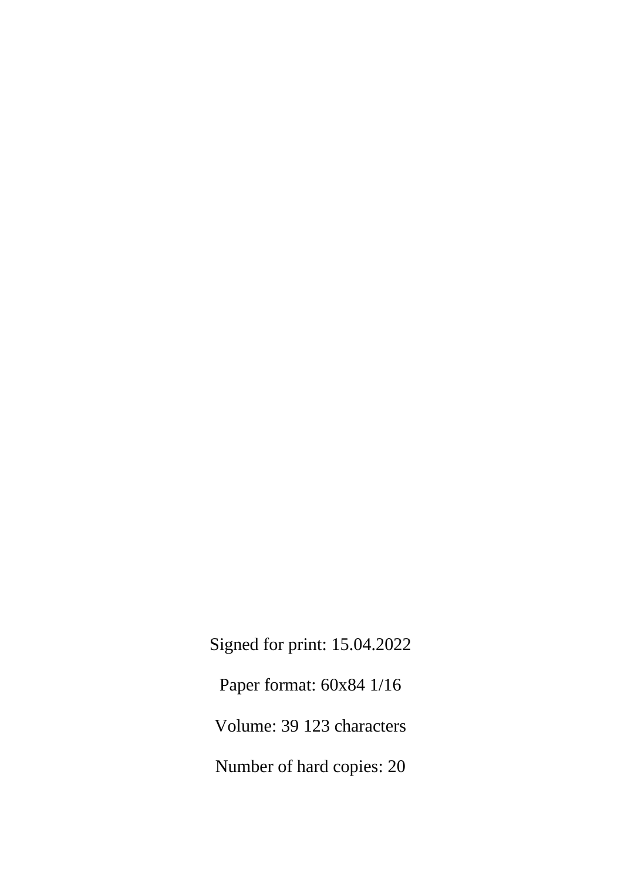Signed for print: 15.04.2022

Paper format: 60x84 1/16

Volume: 39 123 characters

Number of hard copies: 20